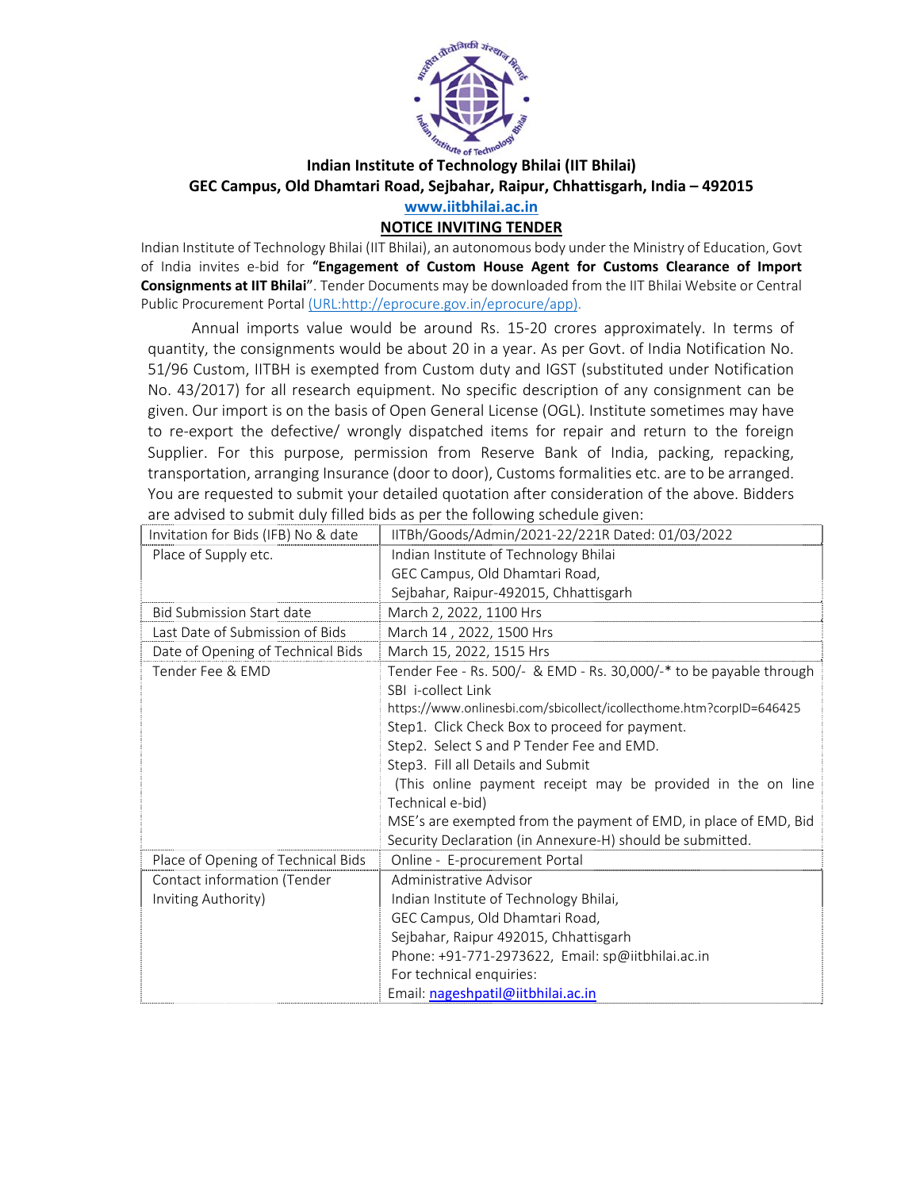**Indian Institute of Technology Bhilai (IIT Bhilai)**
**GEC Campus, Old Dhamtari Road, Sejbahar, Raipur, Chhattisgarh, India – 492015**
**www.iitbhilai.ac.in**

## NOTICE INVITING TENDER

Indian Institute of Technology Bhilai (IIT Bhilai), an autonomous body under the Ministry of Education, Govt of India invites e-bid for **"Engagement of Custom House Agent for Customs Clearance of Import Consignments at IIT Bhilai"**. Tender Documents may be downloaded from the IIT Bhilai Website or Central Public Procurement Portal (URL:http://eprocure.gov.in/eprocure/app).

Annual imports value would be around Rs. 15-20 crores approximately. In terms of quantity, the consignments would be about 20 in a year. As per Govt. of India Notification No. 51/96 Custom, IITBH is exempted from Custom duty and IGST (substituted under Notification No. 43/2017) for all research equipment. No specific description of any consignment can be given. Our import is on the basis of Open General License (OGL). Institute sometimes may have to re-export the defective/ wrongly dispatched items for repair and return to the foreign Supplier. For this purpose, permission from Reserve Bank of India, packing, repacking, transportation, arranging Insurance (door to door), Customs formalities etc. are to be arranged. You are requested to submit your detailed quotation after consideration of the above. Bidders are advised to submit duly filled bids as per the following schedule given:

| | |
|---|---|
| Invitation for Bids (IFB) No & date | IITBh/Goods/Admin/2021-22/221R Dated: 01/03/2022 |
| Place of Supply etc. | Indian Institute of Technology Bhilai<br>GEC Campus, Old Dhamtari Road,<br>Sejbahar, Raipur-492015, Chhattisgarh |
| Bid Submission Start date | March 2, 2022, 1100 Hrs |
| Last Date of Submission of Bids | March 14 , 2022, 1500 Hrs |
| Date of Opening of Technical Bids | March 15, 2022, 1515 Hrs |
| Tender Fee & EMD | Tender Fee - Rs. 500/- & EMD - Rs. 30,000/-* to be payable through SBI i-collect Link<br>https://www.onlinesbi.com/sbicollect/icollecthome.htm?corpID=646425<br>Step1. Click Check Box to proceed for payment.<br>Step2. Select S and P Tender Fee and EMD.<br>Step3. Fill all Details and Submit<br>(This online payment receipt may be provided in the on line Technical e-bid)<br>MSE's are exempted from the payment of EMD, in place of EMD, Bid Security Declaration (in Annexure-H) should be submitted. |
| Place of Opening of Technical Bids | Online - E-procurement Portal |
| Contact information (Tender Inviting Authority) | Administrative Advisor<br>Indian Institute of Technology Bhilai,<br>GEC Campus, Old Dhamtari Road,<br>Sejbahar, Raipur 492015, Chhattisgarh<br>Phone: +91-771-2973622, Email: sp@iitbhilai.ac.in<br>For technical enquiries:<br>Email: nageshpatil@iitbhilai.ac.in |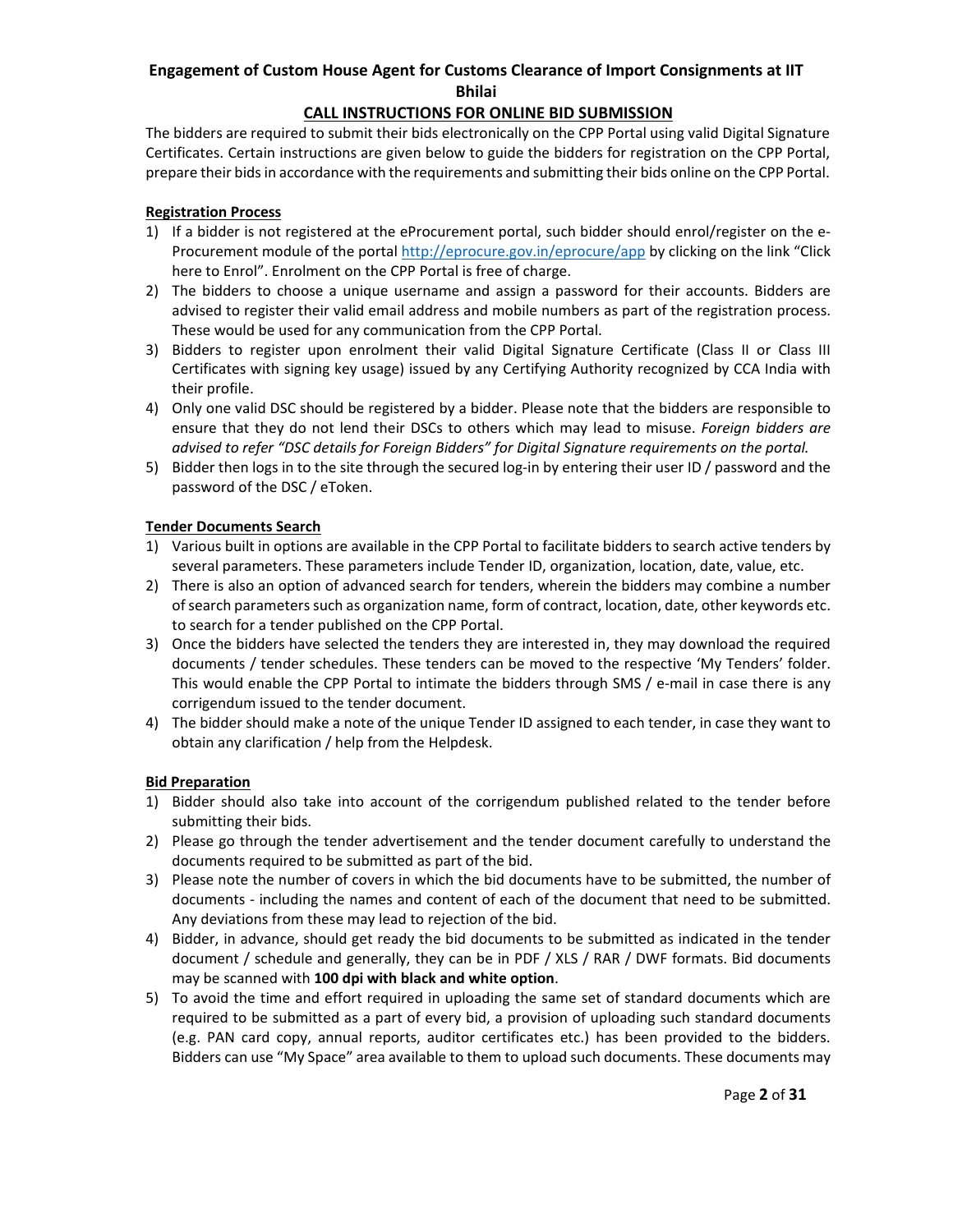**Engagement of Custom House Agent for Customs Clearance of Import Consignments at IIT Bhilai**

**CALL INSTRUCTIONS FOR ONLINE BID SUBMISSION**

The bidders are required to submit their bids electronically on the CPP Portal using valid Digital Signature Certificates. Certain instructions are given below to guide the bidders for registration on the CPP Portal, prepare their bids in accordance with the requirements and submitting their bids online on the CPP Portal.

**Registration Process**

1) If a bidder is not registered at the eProcurement portal, such bidder should enrol/register on the e-Procurement module of the portal http://eprocure.gov.in/eprocure/app by clicking on the link "Click here to Enrol". Enrolment on the CPP Portal is free of charge.
2) The bidders to choose a unique username and assign a password for their accounts. Bidders are advised to register their valid email address and mobile numbers as part of the registration process. These would be used for any communication from the CPP Portal.
3) Bidders to register upon enrolment their valid Digital Signature Certificate (Class II or Class III Certificates with signing key usage) issued by any Certifying Authority recognized by CCA India with their profile.
4) Only one valid DSC should be registered by a bidder. Please note that the bidders are responsible to ensure that they do not lend their DSCs to others which may lead to misuse. *Foreign bidders are advised to refer "DSC details for Foreign Bidders" for Digital Signature requirements on the portal.*
5) Bidder then logs in to the site through the secured log-in by entering their user ID / password and the password of the DSC / eToken.

**Tender Documents Search**

1) Various built in options are available in the CPP Portal to facilitate bidders to search active tenders by several parameters. These parameters include Tender ID, organization, location, date, value, etc.
2) There is also an option of advanced search for tenders, wherein the bidders may combine a number of search parameters such as organization name, form of contract, location, date, other keywords etc. to search for a tender published on the CPP Portal.
3) Once the bidders have selected the tenders they are interested in, they may download the required documents / tender schedules. These tenders can be moved to the respective 'My Tenders' folder. This would enable the CPP Portal to intimate the bidders through SMS / e-mail in case there is any corrigendum issued to the tender document.
4) The bidder should make a note of the unique Tender ID assigned to each tender, in case they want to obtain any clarification / help from the Helpdesk.

**Bid Preparation**

1) Bidder should also take into account of the corrigendum published related to the tender before submitting their bids.
2) Please go through the tender advertisement and the tender document carefully to understand the documents required to be submitted as part of the bid.
3) Please note the number of covers in which the bid documents have to be submitted, the number of documents - including the names and content of each of the document that need to be submitted. Any deviations from these may lead to rejection of the bid.
4) Bidder, in advance, should get ready the bid documents to be submitted as indicated in the tender document / schedule and generally, they can be in PDF / XLS / RAR / DWF formats. Bid documents may be scanned with **100 dpi with black and white option**.
5) To avoid the time and effort required in uploading the same set of standard documents which are required to be submitted as a part of every bid, a provision of uploading such standard documents (e.g. PAN card copy, annual reports, auditor certificates etc.) has been provided to the bidders. Bidders can use "My Space" area available to them to upload such documents. These documents may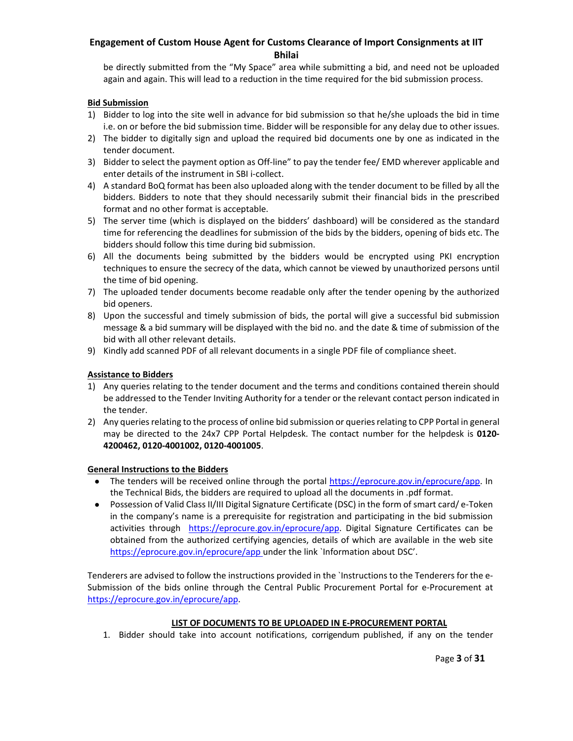be directly submitted from the "My Space" area while submitting a bid, and need not be uploaded again and again. This will lead to a reduction in the time required for the bid submission process.

**Bid Submission**

1) Bidder to log into the site well in advance for bid submission so that he/she uploads the bid in time i.e. on or before the bid submission time. Bidder will be responsible for any delay due to other issues.
2) The bidder to digitally sign and upload the required bid documents one by one as indicated in the tender document.
3) Bidder to select the payment option as Off-line" to pay the tender fee/ EMD wherever applicable and enter details of the instrument in SBI i-collect.
4) A standard BoQ format has been also uploaded along with the tender document to be filled by all the bidders. Bidders to note that they should necessarily submit their financial bids in the prescribed format and no other format is acceptable.
5) The server time (which is displayed on the bidders' dashboard) will be considered as the standard time for referencing the deadlines for submission of the bids by the bidders, opening of bids etc. The bidders should follow this time during bid submission.
6) All the documents being submitted by the bidders would be encrypted using PKI encryption techniques to ensure the secrecy of the data, which cannot be viewed by unauthorized persons until the time of bid opening.
7) The uploaded tender documents become readable only after the tender opening by the authorized bid openers.
8) Upon the successful and timely submission of bids, the portal will give a successful bid submission message & a bid summary will be displayed with the bid no. and the date & time of submission of the bid with all other relevant details.
9) Kindly add scanned PDF of all relevant documents in a single PDF file of compliance sheet.

**Assistance to Bidders**

1) Any queries relating to the tender document and the terms and conditions contained therein should be addressed to the Tender Inviting Authority for a tender or the relevant contact person indicated in the tender.
2) Any queries relating to the process of online bid submission or queries relating to CPP Portal in general may be directed to the 24x7 CPP Portal Helpdesk. The contact number for the helpdesk is **0120-4200462, 0120-4001002, 0120-4001005**.

**General Instructions to the Bidders**

- The tenders will be received online through the portal https://eprocure.gov.in/eprocure/app. In the Technical Bids, the bidders are required to upload all the documents in .pdf format.
- Possession of Valid Class II/III Digital Signature Certificate (DSC) in the form of smart card/ e-Token in the company's name is a prerequisite for registration and participating in the bid submission activities through https://eprocure.gov.in/eprocure/app. Digital Signature Certificates can be obtained from the authorized certifying agencies, details of which are available in the web site https://eprocure.gov.in/eprocure/app under the link `Information about DSC'.

Tenderers are advised to follow the instructions provided in the `Instructions to the Tenderers for the e-Submission of the bids online through the Central Public Procurement Portal for e-Procurement at https://eprocure.gov.in/eprocure/app.

**LIST OF DOCUMENTS TO BE UPLOADED IN E-PROCUREMENT PORTAL**

1. Bidder should take into account notifications, corrigendum published, if any on the tender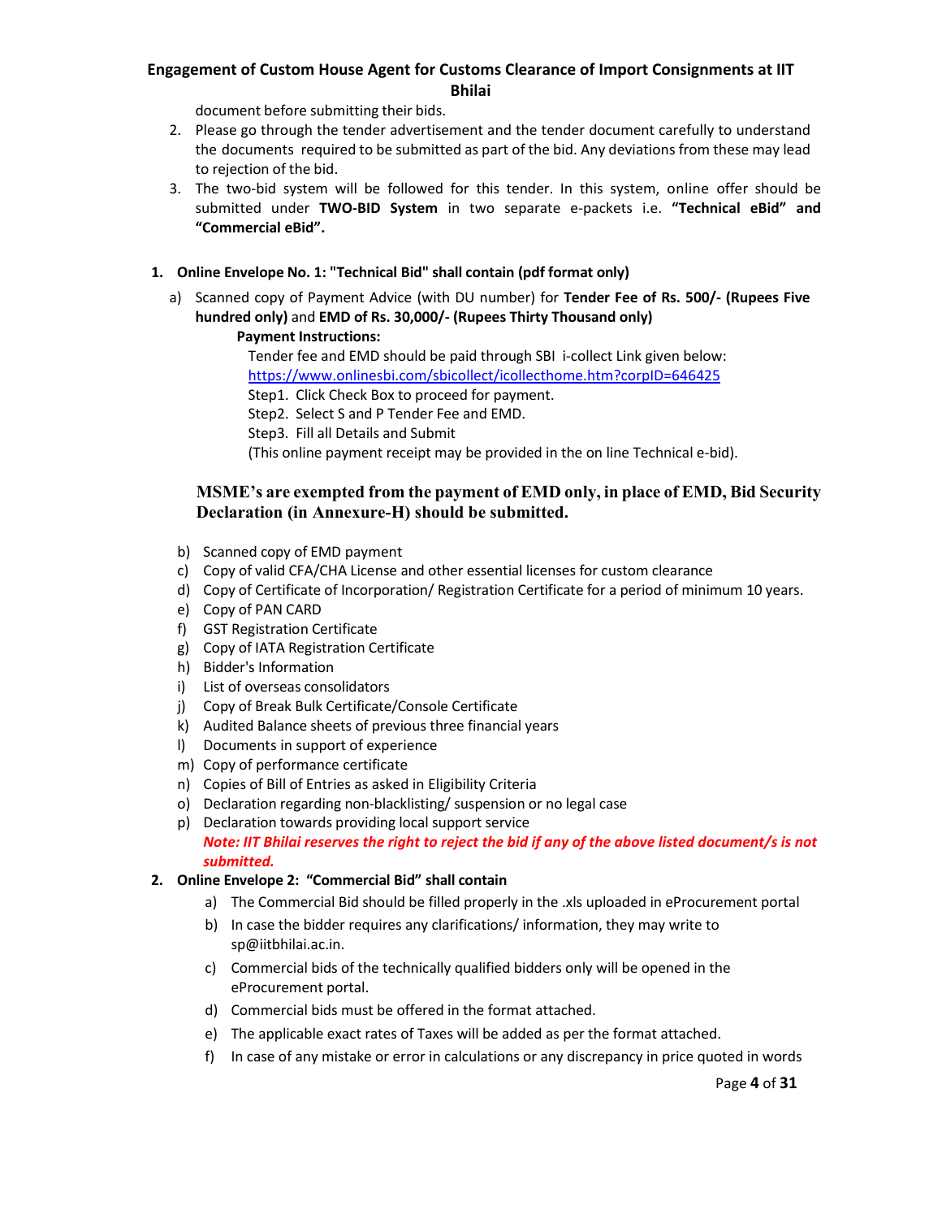document before submitting their bids.

2. Please go through the tender advertisement and the tender document carefully to understand the documents required to be submitted as part of the bid. Any deviations from these may lead to rejection of the bid.
3. The two-bid system will be followed for this tender. In this system, online offer should be submitted under **TWO-BID System** in two separate e-packets i.e. **"Technical eBid" and "Commercial eBid".**

**1. Online Envelope No. 1: "Technical Bid" shall contain (pdf format only)**

a) Scanned copy of Payment Advice (with DU number) for **Tender Fee of Rs. 500/- (Rupees Five hundred only)** and **EMD of Rs. 30,000/- (Rupees Thirty Thousand only)**

**Payment Instructions:**

Tender fee and EMD should be paid through SBI i-collect Link given below:
https://www.onlinesbi.com/sbicollect/icollecthome.htm?corpID=646425
Step1. Click Check Box to proceed for payment.
Step2. Select S and P Tender Fee and EMD.
Step3. Fill all Details and Submit
(This online payment receipt may be provided in the on line Technical e-bid).

**MSME's are exempted from the payment of EMD only, in place of EMD, Bid Security Declaration (in Annexure-H) should be submitted.**

b) Scanned copy of EMD payment
c) Copy of valid CFA/CHA License and other essential licenses for custom clearance
d) Copy of Certificate of Incorporation/ Registration Certificate for a period of minimum 10 years.
e) Copy of PAN CARD
f) GST Registration Certificate
g) Copy of IATA Registration Certificate
h) Bidder's Information
i) List of overseas consolidators
j) Copy of Break Bulk Certificate/Console Certificate
k) Audited Balance sheets of previous three financial years
l) Documents in support of experience
m) Copy of performance certificate
n) Copies of Bill of Entries as asked in Eligibility Criteria
o) Declaration regarding non-blacklisting/ suspension or no legal case
p) Declaration towards providing local support service

***Note: IIT Bhilai reserves the right to reject the bid if any of the above listed document/s is not submitted.***

**2. Online Envelope 2: "Commercial Bid" shall contain**

a) The Commercial Bid should be filled properly in the .xls uploaded in eProcurement portal
b) In case the bidder requires any clarifications/ information, they may write to sp@iitbhilai.ac.in.
c) Commercial bids of the technically qualified bidders only will be opened in the eProcurement portal.
d) Commercial bids must be offered in the format attached.
e) The applicable exact rates of Taxes will be added as per the format attached.
f) In case of any mistake or error in calculations or any discrepancy in price quoted in words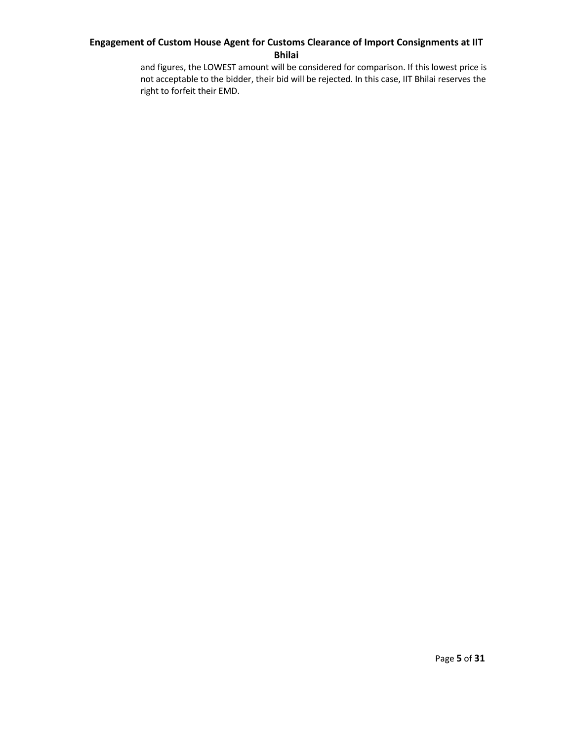and figures, the LOWEST amount will be considered for comparison. If this lowest price is not acceptable to the bidder, their bid will be rejected. In this case, IIT Bhilai reserves the right to forfeit their EMD.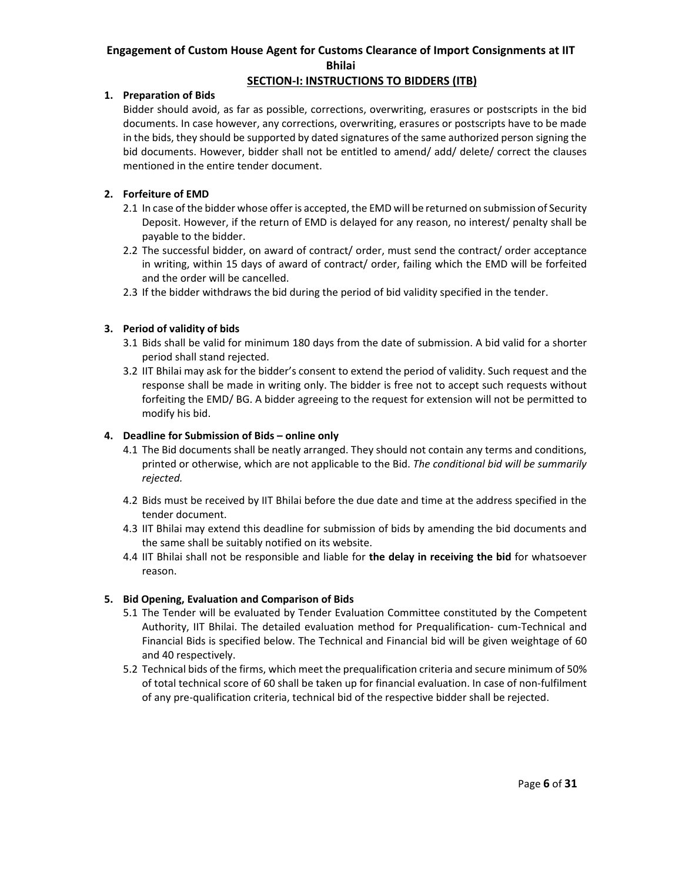**Engagement of Custom House Agent for Customs Clearance of Import Consignments at IIT Bhilai**

## SECTION-I: INSTRUCTIONS TO BIDDERS (ITB)

### 1. Preparation of Bids

Bidder should avoid, as far as possible, corrections, overwriting, erasures or postscripts in the bid documents. In case however, any corrections, overwriting, erasures or postscripts have to be made in the bids, they should be supported by dated signatures of the same authorized person signing the bid documents. However, bidder shall not be entitled to amend/ add/ delete/ correct the clauses mentioned in the entire tender document.

### 2. Forfeiture of EMD

2.1 In case of the bidder whose offer is accepted, the EMD will be returned on submission of Security Deposit. However, if the return of EMD is delayed for any reason, no interest/ penalty shall be payable to the bidder.

2.2 The successful bidder, on award of contract/ order, must send the contract/ order acceptance in writing, within 15 days of award of contract/ order, failing which the EMD will be forfeited and the order will be cancelled.

2.3 If the bidder withdraws the bid during the period of bid validity specified in the tender.

### 3. Period of validity of bids

3.1 Bids shall be valid for minimum 180 days from the date of submission. A bid valid for a shorter period shall stand rejected.

3.2 IIT Bhilai may ask for the bidder's consent to extend the period of validity. Such request and the response shall be made in writing only. The bidder is free not to accept such requests without forfeiting the EMD/ BG. A bidder agreeing to the request for extension will not be permitted to modify his bid.

### 4. Deadline for Submission of Bids – online only

4.1 The Bid documents shall be neatly arranged. They should not contain any terms and conditions, printed or otherwise, which are not applicable to the Bid. *The conditional bid will be summarily rejected.*

4.2 Bids must be received by IIT Bhilai before the due date and time at the address specified in the tender document.

4.3 IIT Bhilai may extend this deadline for submission of bids by amending the bid documents and the same shall be suitably notified on its website.

4.4 IIT Bhilai shall not be responsible and liable for **the delay in receiving the bid** for whatsoever reason.

### 5. Bid Opening, Evaluation and Comparison of Bids

5.1 The Tender will be evaluated by Tender Evaluation Committee constituted by the Competent Authority, IIT Bhilai. The detailed evaluation method for Prequalification- cum-Technical and Financial Bids is specified below. The Technical and Financial bid will be given weightage of 60 and 40 respectively.

5.2 Technical bids of the firms, which meet the prequalification criteria and secure minimum of 50% of total technical score of 60 shall be taken up for financial evaluation. In case of non-fulfilment of any pre-qualification criteria, technical bid of the respective bidder shall be rejected.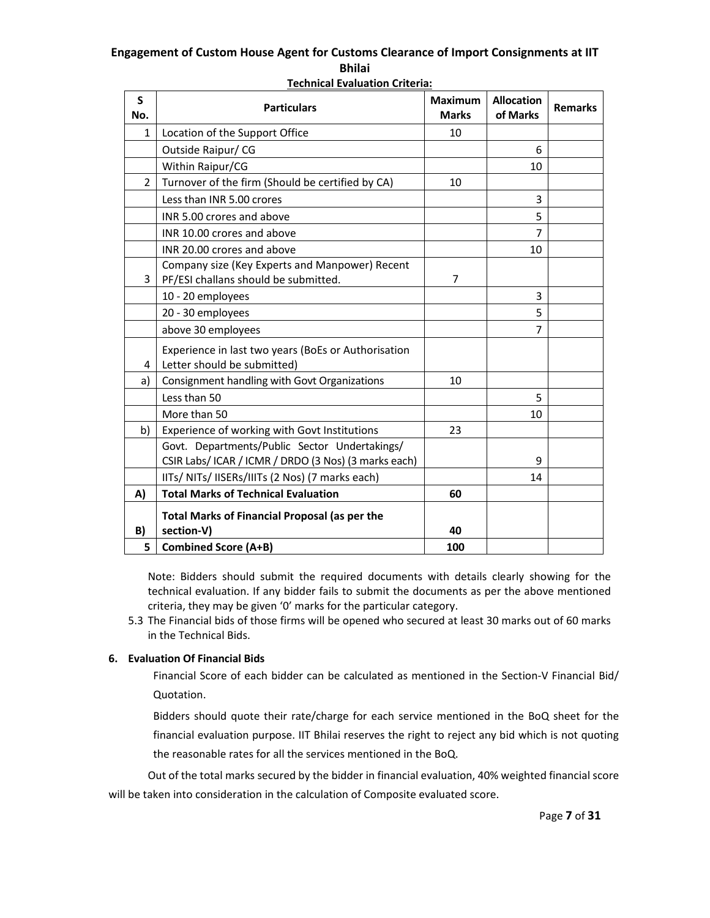**Engagement of Custom House Agent for Customs Clearance of Import Consignments at IIT Bhilai**

**Technical Evaluation Criteria:**

| S No. | Particulars | Maximum Marks | Allocation of Marks | Remarks |
|---|---|---|---|---|
| 1 | Location of the Support Office | 10 | | |
| | Outside Raipur/ CG | | 6 | |
| | Within Raipur/CG | | 10 | |
| 2 | Turnover of the firm (Should be certified by CA) | 10 | | |
| | Less than INR 5.00 crores | | 3 | |
| | INR 5.00 crores and above | | 5 | |
| | INR 10.00 crores and above | | 7 | |
| | INR 20.00 crores and above | | 10 | |
| 3 | Company size (Key Experts and Manpower) Recent PF/ESI challans should be submitted. | 7 | | |
| | 10 - 20 employees | | 3 | |
| | 20 - 30 employees | | 5 | |
| | above 30 employees | | 7 | |
| 4 | Experience in last two years (BoEs or Authorisation Letter should be submitted) | | | |
| a) | Consignment handling with Govt Organizations | 10 | | |
| | Less than 50 | | 5 | |
| | More than 50 | | 10 | |
| b) | Experience of working with Govt Institutions | 23 | | |
| | Govt. Departments/Public Sector Undertakings/ CSIR Labs/ ICAR / ICMR / DRDO (3 Nos) (3 marks each) | | 9 | |
| | IITs/ NITs/ IISERs/IIITs (2 Nos) (7 marks each) | | 14 | |
| **A)** | **Total Marks of Technical Evaluation** | **60** | | |
| **B)** | **Total Marks of Financial Proposal (as per the section-V)** | **40** | | |
| **5** | **Combined Score (A+B)** | **100** | | |

Note: Bidders should submit the required documents with details clearly showing for the technical evaluation. If any bidder fails to submit the documents as per the above mentioned criteria, they may be given '0' marks for the particular category.

5.3 The Financial bids of those firms will be opened who secured at least 30 marks out of 60 marks in the Technical Bids.

### 6. Evaluation Of Financial Bids

Financial Score of each bidder can be calculated as mentioned in the Section-V Financial Bid/ Quotation.

Bidders should quote their rate/charge for each service mentioned in the BoQ sheet for the financial evaluation purpose. IIT Bhilai reserves the right to reject any bid which is not quoting the reasonable rates for all the services mentioned in the BoQ.

Out of the total marks secured by the bidder in financial evaluation, 40% weighted financial score will be taken into consideration in the calculation of Composite evaluated score.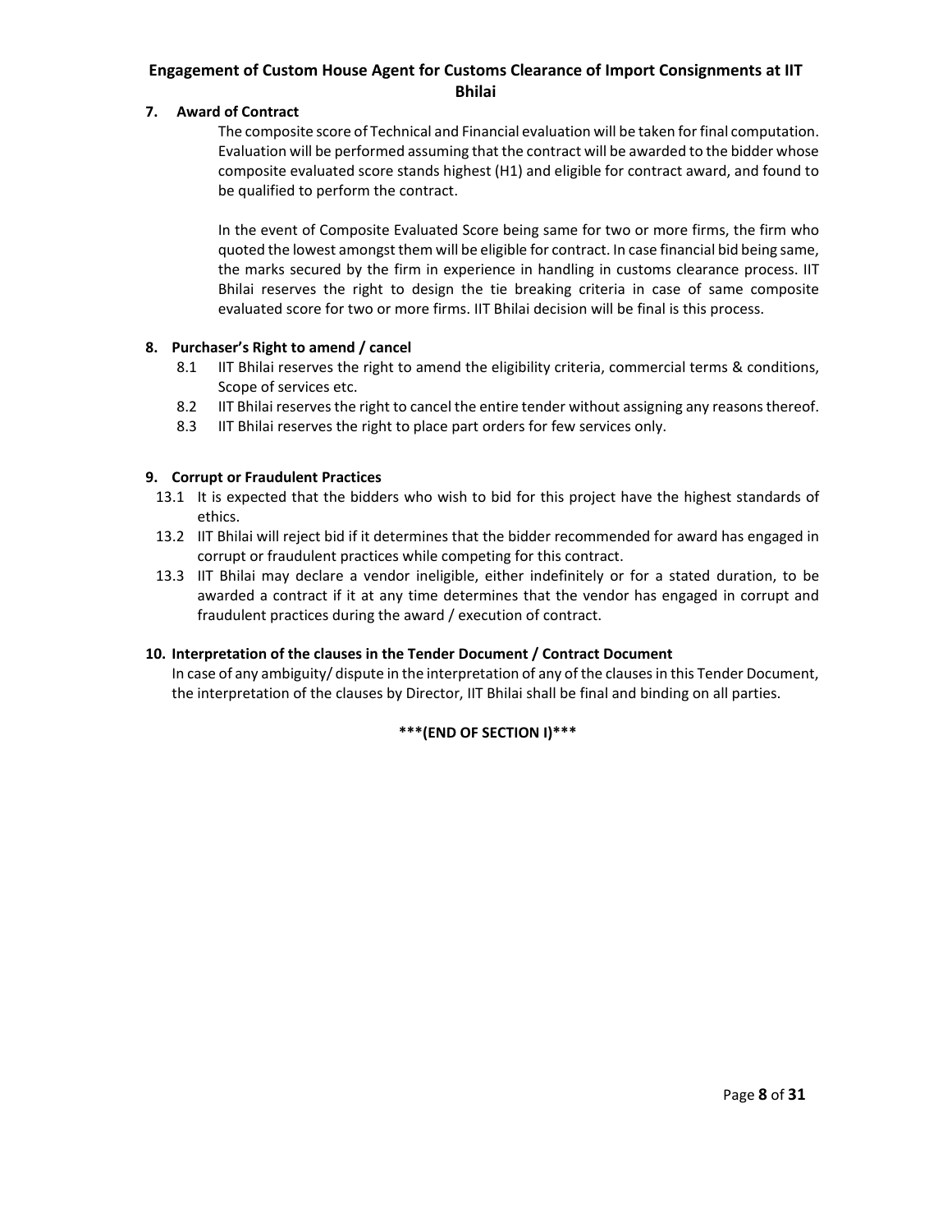## 7. Award of Contract

The composite score of Technical and Financial evaluation will be taken for final computation. Evaluation will be performed assuming that the contract will be awarded to the bidder whose composite evaluated score stands highest (H1) and eligible for contract award, and found to be qualified to perform the contract.

In the event of Composite Evaluated Score being same for two or more firms, the firm who quoted the lowest amongst them will be eligible for contract. In case financial bid being same, the marks secured by the firm in experience in handling in customs clearance process. IIT Bhilai reserves the right to design the tie breaking criteria in case of same composite evaluated score for two or more firms. IIT Bhilai decision will be final is this process.

## 8. Purchaser's Right to amend / cancel

8.1 IIT Bhilai reserves the right to amend the eligibility criteria, commercial terms & conditions, Scope of services etc.

8.2 IIT Bhilai reserves the right to cancel the entire tender without assigning any reasons thereof.

8.3 IIT Bhilai reserves the right to place part orders for few services only.

## 9. Corrupt or Fraudulent Practices

13.1 It is expected that the bidders who wish to bid for this project have the highest standards of ethics.

13.2 IIT Bhilai will reject bid if it determines that the bidder recommended for award has engaged in corrupt or fraudulent practices while competing for this contract.

13.3 IIT Bhilai may declare a vendor ineligible, either indefinitely or for a stated duration, to be awarded a contract if it at any time determines that the vendor has engaged in corrupt and fraudulent practices during the award / execution of contract.

## 10. Interpretation of the clauses in the Tender Document / Contract Document

In case of any ambiguity/ dispute in the interpretation of any of the clauses in this Tender Document, the interpretation of the clauses by Director, IIT Bhilai shall be final and binding on all parties.

**\*\*\*(END OF SECTION I)\*\*\***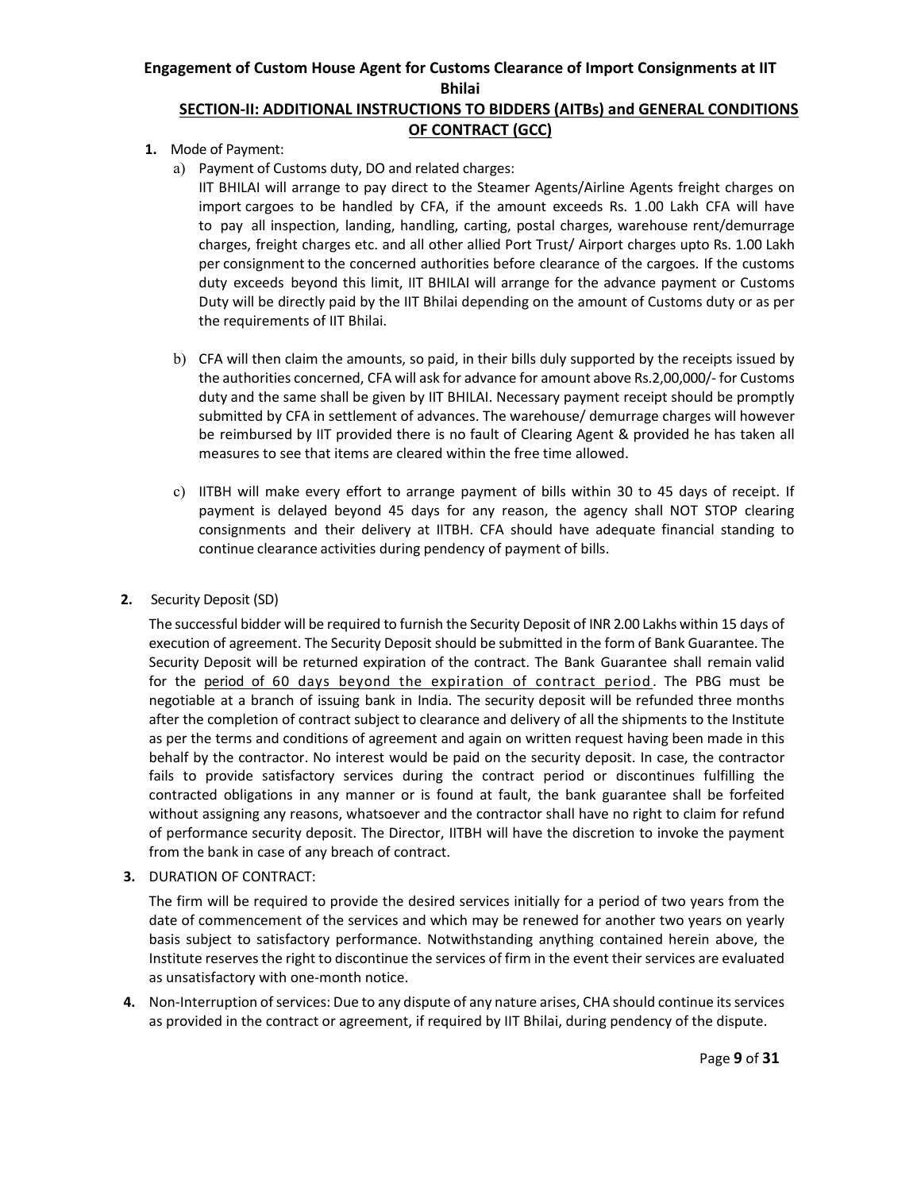**Engagement of Custom House Agent for Customs Clearance of Import Consignments at IIT Bhilai**

## SECTION-II: ADDITIONAL INSTRUCTIONS TO BIDDERS (AITBs) and GENERAL CONDITIONS OF CONTRACT (GCC)

**1.** Mode of Payment:

a) Payment of Customs duty, DO and related charges:
IIT BHILAI will arrange to pay direct to the Steamer Agents/Airline Agents freight charges on import cargoes to be handled by CFA, if the amount exceeds Rs. 1 .00 Lakh CFA will have to pay all inspection, landing, handling, carting, postal charges, warehouse rent/demurrage charges, freight charges etc. and all other allied Port Trust/ Airport charges upto Rs. 1.00 Lakh per consignment to the concerned authorities before clearance of the cargoes. If the customs duty exceeds beyond this limit, IIT BHILAI will arrange for the advance payment or Customs Duty will be directly paid by the IIT Bhilai depending on the amount of Customs duty or as per the requirements of IIT Bhilai.

b) CFA will then claim the amounts, so paid, in their bills duly supported by the receipts issued by the authorities concerned, CFA will ask for advance for amount above Rs.2,00,000/- for Customs duty and the same shall be given by IIT BHILAI. Necessary payment receipt should be promptly submitted by CFA in settlement of advances. The warehouse/ demurrage charges will however be reimbursed by IIT provided there is no fault of Clearing Agent & provided he has taken all measures to see that items are cleared within the free time allowed.

c) IITBH will make every effort to arrange payment of bills within 30 to 45 days of receipt. If payment is delayed beyond 45 days for any reason, the agency shall NOT STOP clearing consignments and their delivery at IITBH. CFA should have adequate financial standing to continue clearance activities during pendency of payment of bills.

**2.** Security Deposit (SD)

The successful bidder will be required to furnish the Security Deposit of INR 2.00 Lakhs within 15 days of execution of agreement. The Security Deposit should be submitted in the form of Bank Guarantee. The Security Deposit will be returned expiration of the contract. The Bank Guarantee shall remain valid for the period of 60 days beyond the expiration of contract period. The PBG must be negotiable at a branch of issuing bank in India. The security deposit will be refunded three months after the completion of contract subject to clearance and delivery of all the shipments to the Institute as per the terms and conditions of agreement and again on written request having been made in this behalf by the contractor. No interest would be paid on the security deposit. In case, the contractor fails to provide satisfactory services during the contract period or discontinues fulfilling the contracted obligations in any manner or is found at fault, the bank guarantee shall be forfeited without assigning any reasons, whatsoever and the contractor shall have no right to claim for refund of performance security deposit. The Director, IITBH will have the discretion to invoke the payment from the bank in case of any breach of contract.

**3.** DURATION OF CONTRACT:

The firm will be required to provide the desired services initially for a period of two years from the date of commencement of the services and which may be renewed for another two years on yearly basis subject to satisfactory performance. Notwithstanding anything contained herein above, the Institute reserves the right to discontinue the services of firm in the event their services are evaluated as unsatisfactory with one-month notice.

**4.** Non-Interruption of services: Due to any dispute of any nature arises, CHA should continue its services as provided in the contract or agreement, if required by IIT Bhilai, during pendency of the dispute.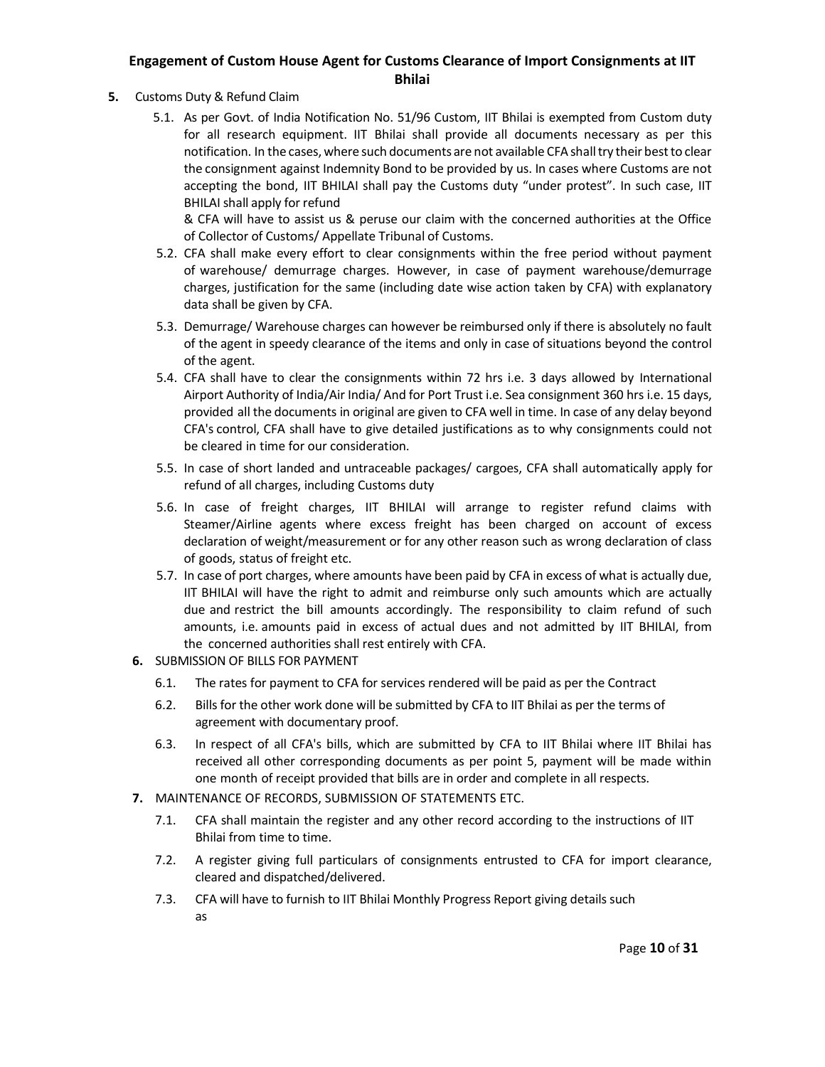5. Customs Duty & Refund Claim

   5.1. As per Govt. of India Notification No. 51/96 Custom, IIT Bhilai is exempted from Custom duty for all research equipment. IIT Bhilai shall provide all documents necessary as per this notification. In the cases, where such documents are not available CFA shall try their best to clear the consignment against Indemnity Bond to be provided by us. In cases where Customs are not accepting the bond, IIT BHILAI shall pay the Customs duty "under protest". In such case, IIT BHILAI shall apply for refund & CFA will have to assist us & peruse our claim with the concerned authorities at the Office of Collector of Customs/ Appellate Tribunal of Customs.

   5.2. CFA shall make every effort to clear consignments within the free period without payment of warehouse/ demurrage charges. However, in case of payment warehouse/demurrage charges, justification for the same (including date wise action taken by CFA) with explanatory data shall be given by CFA.

   5.3. Demurrage/ Warehouse charges can however be reimbursed only if there is absolutely no fault of the agent in speedy clearance of the items and only in case of situations beyond the control of the agent.

   5.4. CFA shall have to clear the consignments within 72 hrs i.e. 3 days allowed by International Airport Authority of India/Air India/ And for Port Trust i.e. Sea consignment 360 hrs i.e. 15 days, provided all the documents in original are given to CFA well in time. In case of any delay beyond CFA's control, CFA shall have to give detailed justifications as to why consignments could not be cleared in time for our consideration.

   5.5. In case of short landed and untraceable packages/ cargoes, CFA shall automatically apply for refund of all charges, including Customs duty

   5.6. In case of freight charges, IIT BHILAI will arrange to register refund claims with Steamer/Airline agents where excess freight has been charged on account of excess declaration of weight/measurement or for any other reason such as wrong declaration of class of goods, status of freight etc.

   5.7. In case of port charges, where amounts have been paid by CFA in excess of what is actually due, IIT BHILAI will have the right to admit and reimburse only such amounts which are actually due and restrict the bill amounts accordingly. The responsibility to claim refund of such amounts, i.e. amounts paid in excess of actual dues and not admitted by IIT BHILAI, from the concerned authorities shall rest entirely with CFA.

6. SUBMISSION OF BILLS FOR PAYMENT

   6.1. The rates for payment to CFA for services rendered will be paid as per the Contract

   6.2. Bills for the other work done will be submitted by CFA to IIT Bhilai as per the terms of agreement with documentary proof.

   6.3. In respect of all CFA's bills, which are submitted by CFA to IIT Bhilai where IIT Bhilai has received all other corresponding documents as per point 5, payment will be made within one month of receipt provided that bills are in order and complete in all respects.

7. MAINTENANCE OF RECORDS, SUBMISSION OF STATEMENTS ETC.

   7.1. CFA shall maintain the register and any other record according to the instructions of IIT Bhilai from time to time.

   7.2. A register giving full particulars of consignments entrusted to CFA for import clearance, cleared and dispatched/delivered.

   7.3. CFA will have to furnish to IIT Bhilai Monthly Progress Report giving details such as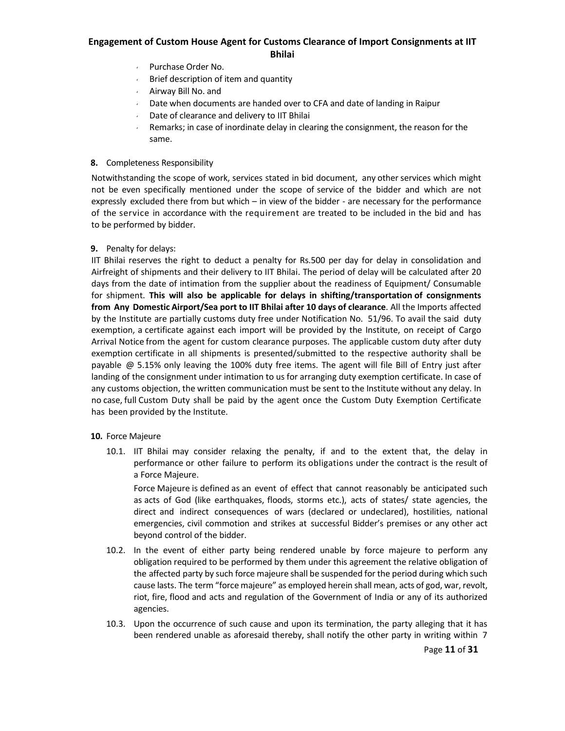- Purchase Order No.
- Brief description of item and quantity
- Airway Bill No. and
- Date when documents are handed over to CFA and date of landing in Raipur
- Date of clearance and delivery to IIT Bhilai
- Remarks; in case of inordinate delay in clearing the consignment, the reason for the same.

**8.** Completeness Responsibility

Notwithstanding the scope of work, services stated in bid document, any other services which might not be even specifically mentioned under the scope of service of the bidder and which are not expressly excluded there from but which – in view of the bidder - are necessary for the performance of the service in accordance with the requirement are treated to be included in the bid and has to be performed by bidder.

**9.** Penalty for delays:

IIT Bhilai reserves the right to deduct a penalty for Rs.500 per day for delay in consolidation and Airfreight of shipments and their delivery to IIT Bhilai. The period of delay will be calculated after 20 days from the date of intimation from the supplier about the readiness of Equipment/ Consumable for shipment. **This will also be applicable for delays in shifting/transportation of consignments from Any Domestic Airport/Sea port to IIT Bhilai after 10 days of clearance**. All the Imports affected by the Institute are partially customs duty free under Notification No. 51/96. To avail the said duty exemption, a certificate against each import will be provided by the Institute, on receipt of Cargo Arrival Notice from the agent for custom clearance purposes. The applicable custom duty after duty exemption certificate in all shipments is presented/submitted to the respective authority shall be payable @ 5.15% only leaving the 100% duty free items. The agent will file Bill of Entry just after landing of the consignment under intimation to us for arranging duty exemption certificate. In case of any customs objection, the written communication must be sent to the Institute without any delay. In no case, full Custom Duty shall be paid by the agent once the Custom Duty Exemption Certificate has been provided by the Institute.

**10.** Force Majeure

10.1. IIT Bhilai may consider relaxing the penalty, if and to the extent that, the delay in performance or other failure to perform its obligations under the contract is the result of a Force Majeure.

Force Majeure is defined as an event of effect that cannot reasonably be anticipated such as acts of God (like earthquakes, floods, storms etc.), acts of states/ state agencies, the direct and indirect consequences of wars (declared or undeclared), hostilities, national emergencies, civil commotion and strikes at successful Bidder's premises or any other act beyond control of the bidder.

10.2. In the event of either party being rendered unable by force majeure to perform any obligation required to be performed by them under this agreement the relative obligation of the affected party by such force majeure shall be suspended for the period during which such cause lasts. The term "force majeure" as employed herein shall mean, acts of god, war, revolt, riot, fire, flood and acts and regulation of the Government of India or any of its authorized agencies.

10.3. Upon the occurrence of such cause and upon its termination, the party alleging that it has been rendered unable as aforesaid thereby, shall notify the other party in writing within 7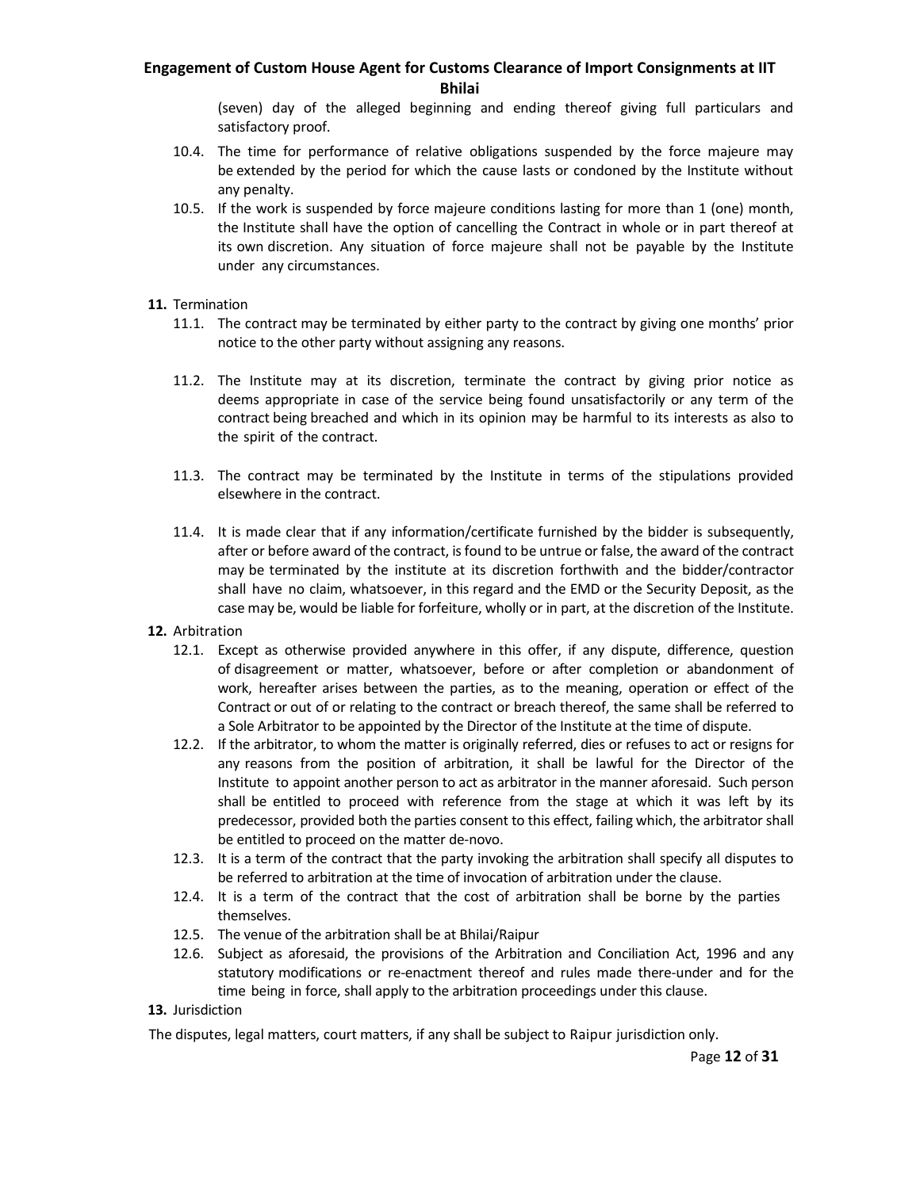(seven) day of the alleged beginning and ending thereof giving full particulars and satisfactory proof.

10.4. The time for performance of relative obligations suspended by the force majeure may be extended by the period for which the cause lasts or condoned by the Institute without any penalty.

10.5. If the work is suspended by force majeure conditions lasting for more than 1 (one) month, the Institute shall have the option of cancelling the Contract in whole or in part thereof at its own discretion. Any situation of force majeure shall not be payable by the Institute under any circumstances.

**11.** Termination

11.1. The contract may be terminated by either party to the contract by giving one months' prior notice to the other party without assigning any reasons.

11.2. The Institute may at its discretion, terminate the contract by giving prior notice as deems appropriate in case of the service being found unsatisfactorily or any term of the contract being breached and which in its opinion may be harmful to its interests as also to the spirit of the contract.

11.3. The contract may be terminated by the Institute in terms of the stipulations provided elsewhere in the contract.

11.4. It is made clear that if any information/certificate furnished by the bidder is subsequently, after or before award of the contract, is found to be untrue or false, the award of the contract may be terminated by the institute at its discretion forthwith and the bidder/contractor shall have no claim, whatsoever, in this regard and the EMD or the Security Deposit, as the case may be, would be liable for forfeiture, wholly or in part, at the discretion of the Institute.

**12.** Arbitration

12.1. Except as otherwise provided anywhere in this offer, if any dispute, difference, question of disagreement or matter, whatsoever, before or after completion or abandonment of work, hereafter arises between the parties, as to the meaning, operation or effect of the Contract or out of or relating to the contract or breach thereof, the same shall be referred to a Sole Arbitrator to be appointed by the Director of the Institute at the time of dispute.

12.2. If the arbitrator, to whom the matter is originally referred, dies or refuses to act or resigns for any reasons from the position of arbitration, it shall be lawful for the Director of the Institute to appoint another person to act as arbitrator in the manner aforesaid. Such person shall be entitled to proceed with reference from the stage at which it was left by its predecessor, provided both the parties consent to this effect, failing which, the arbitrator shall be entitled to proceed on the matter de-novo.

12.3. It is a term of the contract that the party invoking the arbitration shall specify all disputes to be referred to arbitration at the time of invocation of arbitration under the clause.

12.4. It is a term of the contract that the cost of arbitration shall be borne by the parties themselves.

12.5. The venue of the arbitration shall be at Bhilai/Raipur

12.6. Subject as aforesaid, the provisions of the Arbitration and Conciliation Act, 1996 and any statutory modifications or re-enactment thereof and rules made there-under and for the time being in force, shall apply to the arbitration proceedings under this clause.

**13.** Jurisdiction

The disputes, legal matters, court matters, if any shall be subject to Raipur jurisdiction only.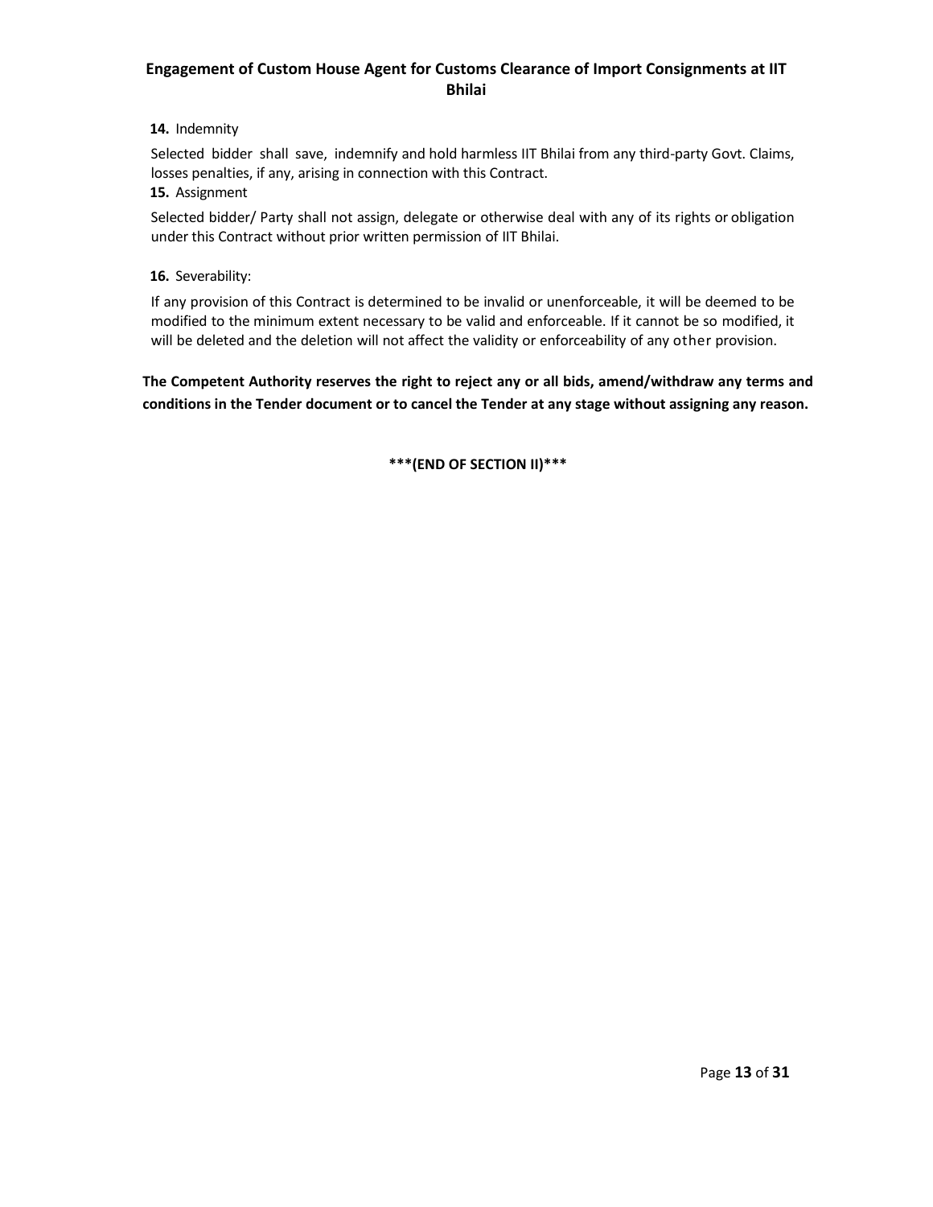**14.** Indemnity

Selected bidder shall save, indemnify and hold harmless IIT Bhilai from any third-party Govt. Claims, losses penalties, if any, arising in connection with this Contract.

**15.** Assignment

Selected bidder/ Party shall not assign, delegate or otherwise deal with any of its rights or obligation under this Contract without prior written permission of IIT Bhilai.

**16.** Severability:

If any provision of this Contract is determined to be invalid or unenforceable, it will be deemed to be modified to the minimum extent necessary to be valid and enforceable. If it cannot be so modified, it will be deleted and the deletion will not affect the validity or enforceability of any other provision.

**The Competent Authority reserves the right to reject any or all bids, amend/withdraw any terms and conditions in the Tender document or to cancel the Tender at any stage without assigning any reason.**

**\*\*\*(END OF SECTION II)\*\*\***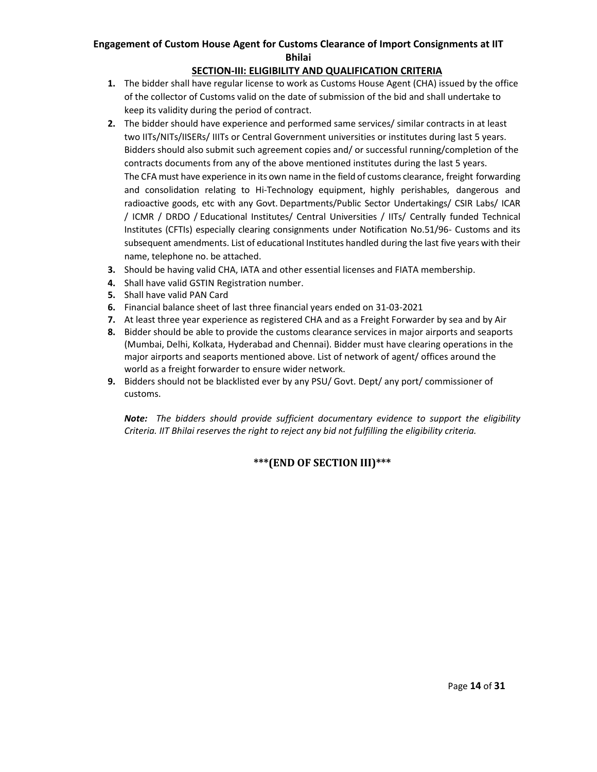**Engagement of Custom House Agent for Customs Clearance of Import Consignments at IIT Bhilai**

## SECTION-III: ELIGIBILITY AND QUALIFICATION CRITERIA

1. The bidder shall have regular license to work as Customs House Agent (CHA) issued by the office of the collector of Customs valid on the date of submission of the bid and shall undertake to keep its validity during the period of contract.
2. The bidder should have experience and performed same services/ similar contracts in at least two IITs/NITs/IISERs/ IIITs or Central Government universities or institutes during last 5 years. Bidders should also submit such agreement copies and/ or successful running/completion of the contracts documents from any of the above mentioned institutes during the last 5 years.
   The CFA must have experience in its own name in the field of customs clearance, freight forwarding and consolidation relating to Hi-Technology equipment, highly perishables, dangerous and radioactive goods, etc with any Govt. Departments/Public Sector Undertakings/ CSIR Labs/ ICAR / ICMR / DRDO / Educational Institutes/ Central Universities / IITs/ Centrally funded Technical Institutes (CFTIs) especially clearing consignments under Notification No.51/96- Customs and its subsequent amendments. List of educational Institutes handled during the last five years with their name, telephone no. be attached.
3. Should be having valid CHA, IATA and other essential licenses and FIATA membership.
4. Shall have valid GSTIN Registration number.
5. Shall have valid PAN Card
6. Financial balance sheet of last three financial years ended on 31-03-2021
7. At least three year experience as registered CHA and as a Freight Forwarder by sea and by Air
8. Bidder should be able to provide the customs clearance services in major airports and seaports (Mumbai, Delhi, Kolkata, Hyderabad and Chennai). Bidder must have clearing operations in the major airports and seaports mentioned above. List of network of agent/ offices around the world as a freight forwarder to ensure wider network.
9. Bidders should not be blacklisted ever by any PSU/ Govt. Dept/ any port/ commissioner of customs.

***Note:*** *The bidders should provide sufficient documentary evidence to support the eligibility Criteria. IIT Bhilai reserves the right to reject any bid not fulfilling the eligibility criteria.*

**\*\*\*(END OF SECTION III)\*\*\***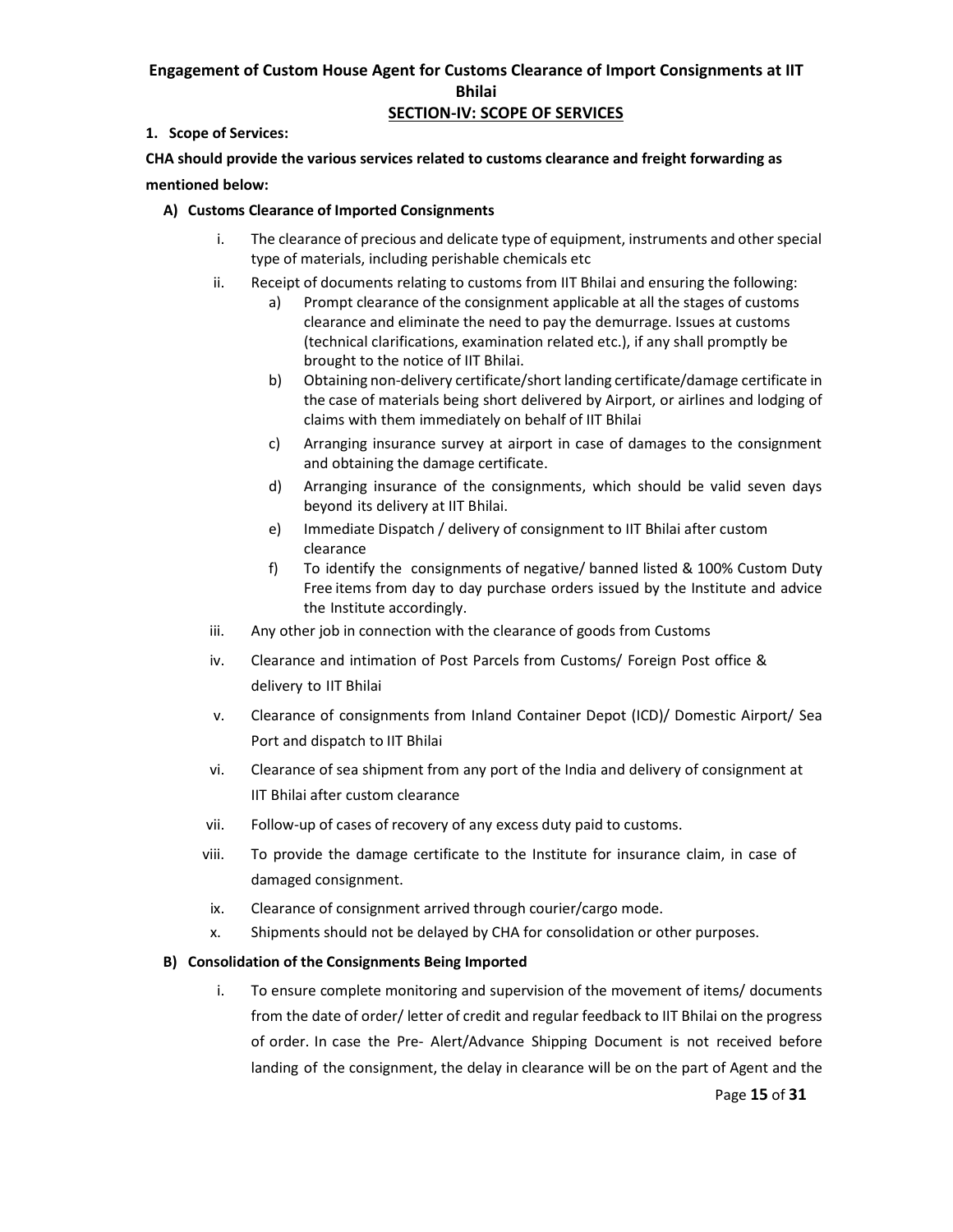**Engagement of Custom House Agent for Customs Clearance of Import Consignments at IIT Bhilai**

## SECTION-IV: SCOPE OF SERVICES

**1. Scope of Services:**

**CHA should provide the various services related to customs clearance and freight forwarding as mentioned below:**

**A) Customs Clearance of Imported Consignments**

i. The clearance of precious and delicate type of equipment, instruments and other special type of materials, including perishable chemicals etc

ii. Receipt of documents relating to customs from IIT Bhilai and ensuring the following:

   a) Prompt clearance of the consignment applicable at all the stages of customs clearance and eliminate the need to pay the demurrage. Issues at customs (technical clarifications, examination related etc.), if any shall promptly be brought to the notice of IIT Bhilai.

   b) Obtaining non-delivery certificate/short landing certificate/damage certificate in the case of materials being short delivered by Airport, or airlines and lodging of claims with them immediately on behalf of IIT Bhilai

   c) Arranging insurance survey at airport in case of damages to the consignment and obtaining the damage certificate.

   d) Arranging insurance of the consignments, which should be valid seven days beyond its delivery at IIT Bhilai.

   e) Immediate Dispatch / delivery of consignment to IIT Bhilai after custom clearance

   f) To identify the consignments of negative/ banned listed & 100% Custom Duty Free items from day to day purchase orders issued by the Institute and advice the Institute accordingly.

iii. Any other job in connection with the clearance of goods from Customs

iv. Clearance and intimation of Post Parcels from Customs/ Foreign Post office & delivery to IIT Bhilai

v. Clearance of consignments from Inland Container Depot (ICD)/ Domestic Airport/ Sea Port and dispatch to IIT Bhilai

vi. Clearance of sea shipment from any port of the India and delivery of consignment at IIT Bhilai after custom clearance

vii. Follow-up of cases of recovery of any excess duty paid to customs.

viii. To provide the damage certificate to the Institute for insurance claim, in case of damaged consignment.

ix. Clearance of consignment arrived through courier/cargo mode.

x. Shipments should not be delayed by CHA for consolidation or other purposes.

**B) Consolidation of the Consignments Being Imported**

i. To ensure complete monitoring and supervision of the movement of items/ documents from the date of order/ letter of credit and regular feedback to IIT Bhilai on the progress of order. In case the Pre- Alert/Advance Shipping Document is not received before landing of the consignment, the delay in clearance will be on the part of Agent and the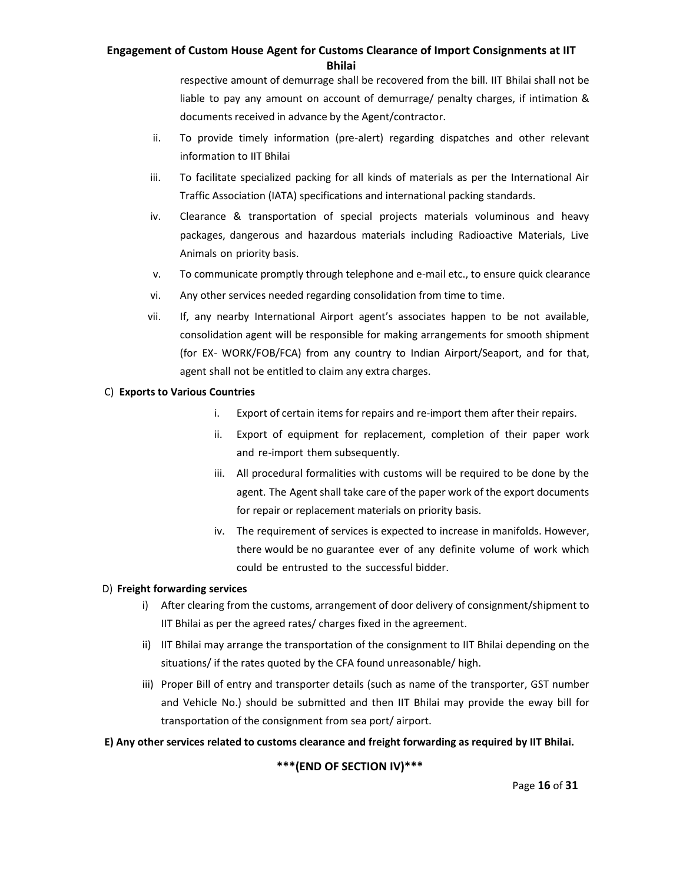respective amount of demurrage shall be recovered from the bill. IIT Bhilai shall not be liable to pay any amount on account of demurrage/ penalty charges, if intimation & documents received in advance by the Agent/contractor.

ii. To provide timely information (pre-alert) regarding dispatches and other relevant information to IIT Bhilai

iii. To facilitate specialized packing for all kinds of materials as per the International Air Traffic Association (IATA) specifications and international packing standards.

iv. Clearance & transportation of special projects materials voluminous and heavy packages, dangerous and hazardous materials including Radioactive Materials, Live Animals on priority basis.

v. To communicate promptly through telephone and e-mail etc., to ensure quick clearance

vi. Any other services needed regarding consolidation from time to time.

vii. If, any nearby International Airport agent's associates happen to be not available, consolidation agent will be responsible for making arrangements for smooth shipment (for EX- WORK/FOB/FCA) from any country to Indian Airport/Seaport, and for that, agent shall not be entitled to claim any extra charges.

C) **Exports to Various Countries**

i. Export of certain items for repairs and re-import them after their repairs.

ii. Export of equipment for replacement, completion of their paper work and re-import them subsequently.

iii. All procedural formalities with customs will be required to be done by the agent. The Agent shall take care of the paper work of the export documents for repair or replacement materials on priority basis.

iv. The requirement of services is expected to increase in manifolds. However, there would be no guarantee ever of any definite volume of work which could be entrusted to the successful bidder.

D) **Freight forwarding services**

i) After clearing from the customs, arrangement of door delivery of consignment/shipment to IIT Bhilai as per the agreed rates/ charges fixed in the agreement.

ii) IIT Bhilai may arrange the transportation of the consignment to IIT Bhilai depending on the situations/ if the rates quoted by the CFA found unreasonable/ high.

iii) Proper Bill of entry and transporter details (such as name of the transporter, GST number and Vehicle No.) should be submitted and then IIT Bhilai may provide the eway bill for transportation of the consignment from sea port/ airport.

**E) Any other services related to customs clearance and freight forwarding as required by IIT Bhilai.**

**\*\*\*(END OF SECTION IV)\*\*\***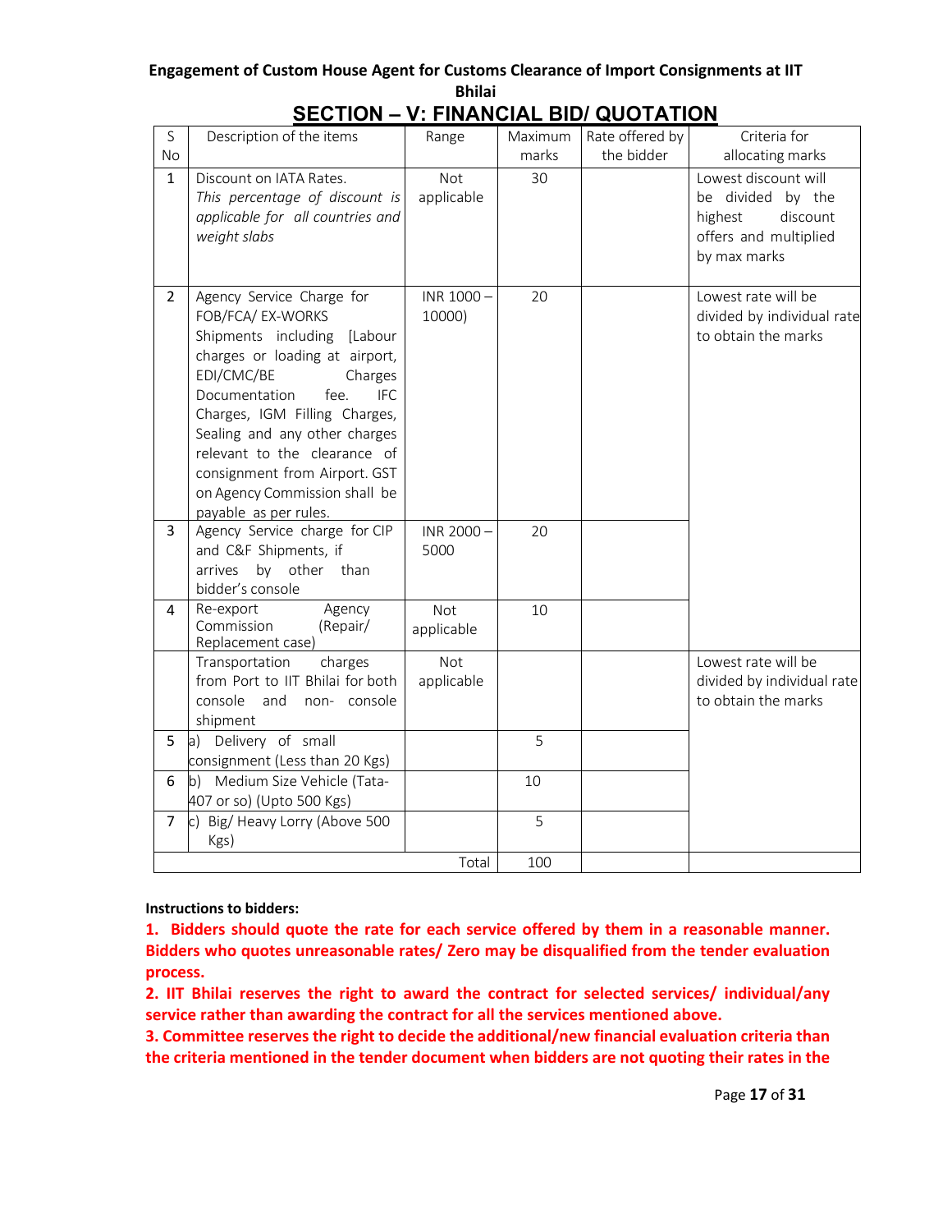**Engagement of Custom House Agent for Customs Clearance of Import Consignments at IIT Bhilai**

## SECTION – V: FINANCIAL BID/ QUOTATION

| S No | Description of the items | Range | Maximum marks | Rate offered by the bidder | Criteria for allocating marks |
|---|---|---|---|---|---|
| 1 | Discount on IATA Rates. *This percentage of discount is applicable for all countries and weight slabs* | Not applicable | 30 | | Lowest discount will be divided by the highest discount offers and multiplied by max marks |
| 2 | Agency Service Charge for FOB/FCA/ EX-WORKS Shipments including [Labour charges or loading at airport, EDI/CMC/BE Charges Documentation fee. IFC Charges, IGM Filling Charges, Sealing and any other charges relevant to the clearance of consignment from Airport. GST on Agency Commission shall be payable as per rules. | INR 1000 – 10000) | 20 | | Lowest rate will be divided by individual rate to obtain the marks |
| 3 | Agency Service charge for CIP and C&F Shipments, if arrives by other than bidder's console | INR 2000 – 5000 | 20 | | |
| 4 | Re-export Agency Commission (Repair/ Replacement case) | Not applicable | 10 | | |
| | Transportation charges from Port to IIT Bhilai for both console and non- console shipment | Not applicable | | | Lowest rate will be divided by individual rate to obtain the marks |
| 5 | a) Delivery of small consignment (Less than 20 Kgs) | | 5 | | |
| 6 | b) Medium Size Vehicle (Tata-407 or so) (Upto 500 Kgs) | | 10 | | |
| 7 | c) Big/ Heavy Lorry (Above 500 Kgs) | | 5 | | |
| | | Total | 100 | | |

**Instructions to bidders:**

**1. Bidders should quote the rate for each service offered by them in a reasonable manner. Bidders who quotes unreasonable rates/ Zero may be disqualified from the tender evaluation process.**

**2. IIT Bhilai reserves the right to award the contract for selected services/ individual/any service rather than awarding the contract for all the services mentioned above.**

**3. Committee reserves the right to decide the additional/new financial evaluation criteria than the criteria mentioned in the tender document when bidders are not quoting their rates in the**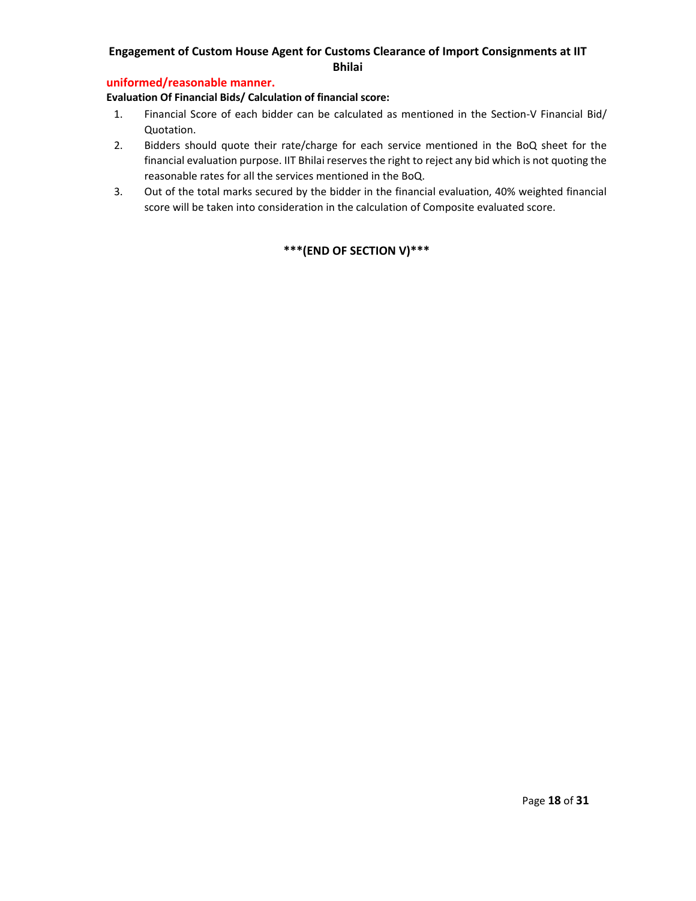**uniformed/reasonable manner.**

**Evaluation Of Financial Bids/ Calculation of financial score:**

1. Financial Score of each bidder can be calculated as mentioned in the Section-V Financial Bid/ Quotation.
2. Bidders should quote their rate/charge for each service mentioned in the BoQ sheet for the financial evaluation purpose. IIT Bhilai reserves the right to reject any bid which is not quoting the reasonable rates for all the services mentioned in the BoQ.
3. Out of the total marks secured by the bidder in the financial evaluation, 40% weighted financial score will be taken into consideration in the calculation of Composite evaluated score.

**\*\*\*(END OF SECTION V)\*\*\***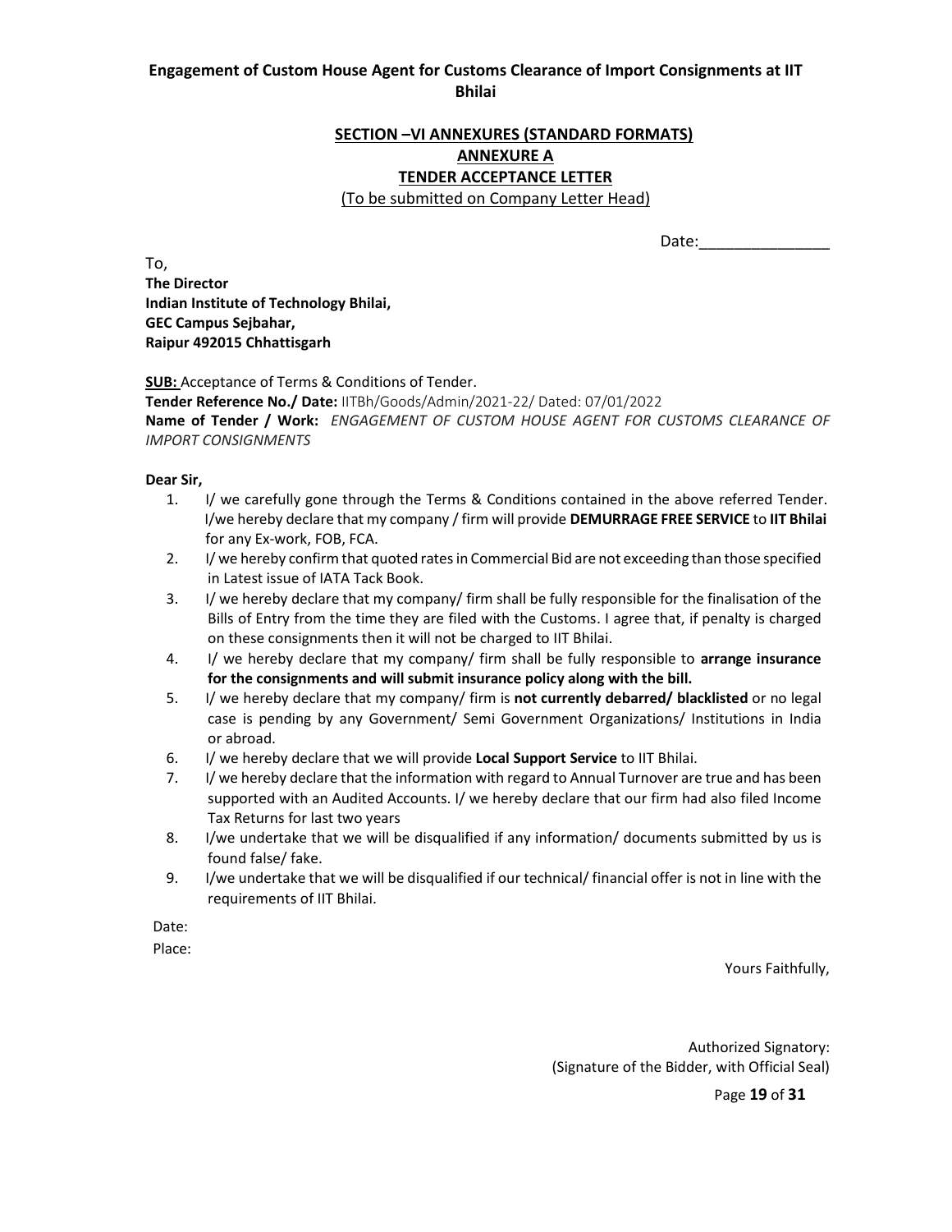**Engagement of Custom House Agent for Customs Clearance of Import Consignments at IIT Bhilai**

## SECTION –VI ANNEXURES (STANDARD FORMATS)

## ANNEXURE A

## TENDER ACCEPTANCE LETTER

(To be submitted on Company Letter Head)

Date:_______________

To,
**The Director**
**Indian Institute of Technology Bhilai,**
**GEC Campus Sejbahar,**
**Raipur 492015 Chhattisgarh**

**SUB:** Acceptance of Terms & Conditions of Tender.
**Tender Reference No./ Date:** IITBh/Goods/Admin/2021-22/ Dated: 07/01/2022
**Name of Tender / Work:** *ENGAGEMENT OF CUSTOM HOUSE AGENT FOR CUSTOMS CLEARANCE OF IMPORT CONSIGNMENTS*

**Dear Sir,**

1. I/ we carefully gone through the Terms & Conditions contained in the above referred Tender. I/we hereby declare that my company / firm will provide **DEMURRAGE FREE SERVICE** to **IIT Bhilai** for any Ex-work, FOB, FCA.
2. I/ we hereby confirm that quoted rates in Commercial Bid are not exceeding than those specified in Latest issue of IATA Tack Book.
3. I/ we hereby declare that my company/ firm shall be fully responsible for the finalisation of the Bills of Entry from the time they are filed with the Customs. I agree that, if penalty is charged on these consignments then it will not be charged to IIT Bhilai.
4. I/ we hereby declare that my company/ firm shall be fully responsible to **arrange insurance for the consignments and will submit insurance policy along with the bill.**
5. I/ we hereby declare that my company/ firm is **not currently debarred/ blacklisted** or no legal case is pending by any Government/ Semi Government Organizations/ Institutions in India or abroad.
6. I/ we hereby declare that we will provide **Local Support Service** to IIT Bhilai.
7. I/ we hereby declare that the information with regard to Annual Turnover are true and has been supported with an Audited Accounts. I/ we hereby declare that our firm had also filed Income Tax Returns for last two years
8. I/we undertake that we will be disqualified if any information/ documents submitted by us is found false/ fake.
9. I/we undertake that we will be disqualified if our technical/ financial offer is not in line with the requirements of IIT Bhilai.

Date:
Place:

Yours Faithfully,

Authorized Signatory:
(Signature of the Bidder, with Official Seal)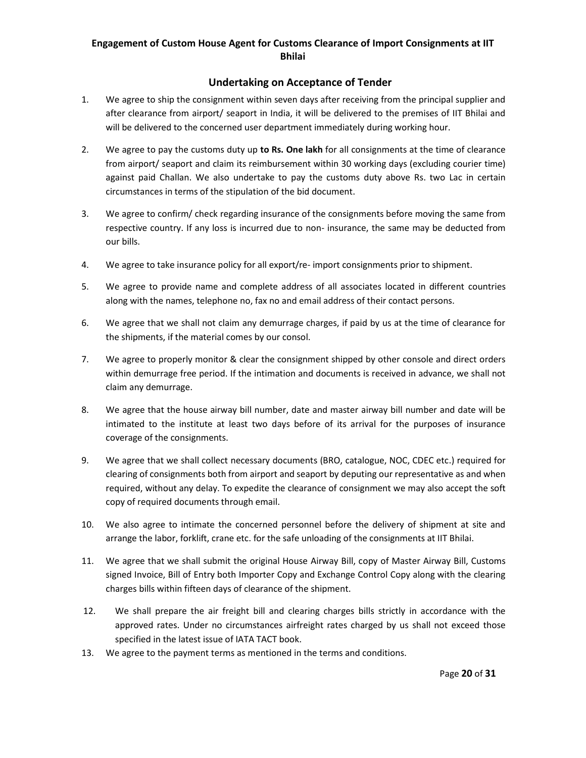**Engagement of Custom House Agent for Customs Clearance of Import Consignments at IIT Bhilai**

## Undertaking on Acceptance of Tender

1. We agree to ship the consignment within seven days after receiving from the principal supplier and after clearance from airport/ seaport in India, it will be delivered to the premises of IIT Bhilai and will be delivered to the concerned user department immediately during working hour.

2. We agree to pay the customs duty up **to Rs. One lakh** for all consignments at the time of clearance from airport/ seaport and claim its reimbursement within 30 working days (excluding courier time) against paid Challan. We also undertake to pay the customs duty above Rs. two Lac in certain circumstances in terms of the stipulation of the bid document.

3. We agree to confirm/ check regarding insurance of the consignments before moving the same from respective country. If any loss is incurred due to non- insurance, the same may be deducted from our bills.

4. We agree to take insurance policy for all export/re- import consignments prior to shipment.

5. We agree to provide name and complete address of all associates located in different countries along with the names, telephone no, fax no and email address of their contact persons.

6. We agree that we shall not claim any demurrage charges, if paid by us at the time of clearance for the shipments, if the material comes by our consol.

7. We agree to properly monitor & clear the consignment shipped by other console and direct orders within demurrage free period. If the intimation and documents is received in advance, we shall not claim any demurrage.

8. We agree that the house airway bill number, date and master airway bill number and date will be intimated to the institute at least two days before of its arrival for the purposes of insurance coverage of the consignments.

9. We agree that we shall collect necessary documents (BRO, catalogue, NOC, CDEC etc.) required for clearing of consignments both from airport and seaport by deputing our representative as and when required, without any delay. To expedite the clearance of consignment we may also accept the soft copy of required documents through email.

10. We also agree to intimate the concerned personnel before the delivery of shipment at site and arrange the labor, forklift, crane etc. for the safe unloading of the consignments at IIT Bhilai.

11. We agree that we shall submit the original House Airway Bill, copy of Master Airway Bill, Customs signed Invoice, Bill of Entry both Importer Copy and Exchange Control Copy along with the clearing charges bills within fifteen days of clearance of the shipment.

12. We shall prepare the air freight bill and clearing charges bills strictly in accordance with the approved rates. Under no circumstances airfreight rates charged by us shall not exceed those specified in the latest issue of IATA TACT book.

13. We agree to the payment terms as mentioned in the terms and conditions.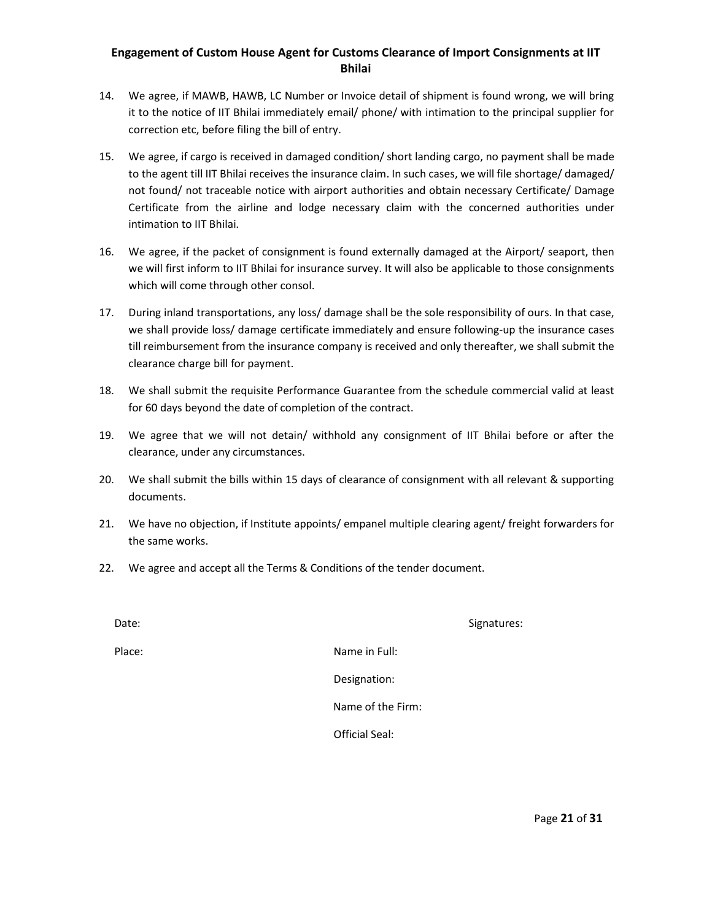14. We agree, if MAWB, HAWB, LC Number or Invoice detail of shipment is found wrong, we will bring it to the notice of IIT Bhilai immediately email/ phone/ with intimation to the principal supplier for correction etc, before filing the bill of entry.

15. We agree, if cargo is received in damaged condition/ short landing cargo, no payment shall be made to the agent till IIT Bhilai receives the insurance claim. In such cases, we will file shortage/ damaged/ not found/ not traceable notice with airport authorities and obtain necessary Certificate/ Damage Certificate from the airline and lodge necessary claim with the concerned authorities under intimation to IIT Bhilai.

16. We agree, if the packet of consignment is found externally damaged at the Airport/ seaport, then we will first inform to IIT Bhilai for insurance survey. It will also be applicable to those consignments which will come through other consol.

17. During inland transportations, any loss/ damage shall be the sole responsibility of ours. In that case, we shall provide loss/ damage certificate immediately and ensure following-up the insurance cases till reimbursement from the insurance company is received and only thereafter, we shall submit the clearance charge bill for payment.

18. We shall submit the requisite Performance Guarantee from the schedule commercial valid at least for 60 days beyond the date of completion of the contract.

19. We agree that we will not detain/ withhold any consignment of IIT Bhilai before or after the clearance, under any circumstances.

20. We shall submit the bills within 15 days of clearance of consignment with all relevant & supporting documents.

21. We have no objection, if Institute appoints/ empanel multiple clearing agent/ freight forwarders for the same works.

22. We agree and accept all the Terms & Conditions of the tender document.

Date: Signatures:

Place:

Name in Full:

Designation:

Name of the Firm:

Official Seal: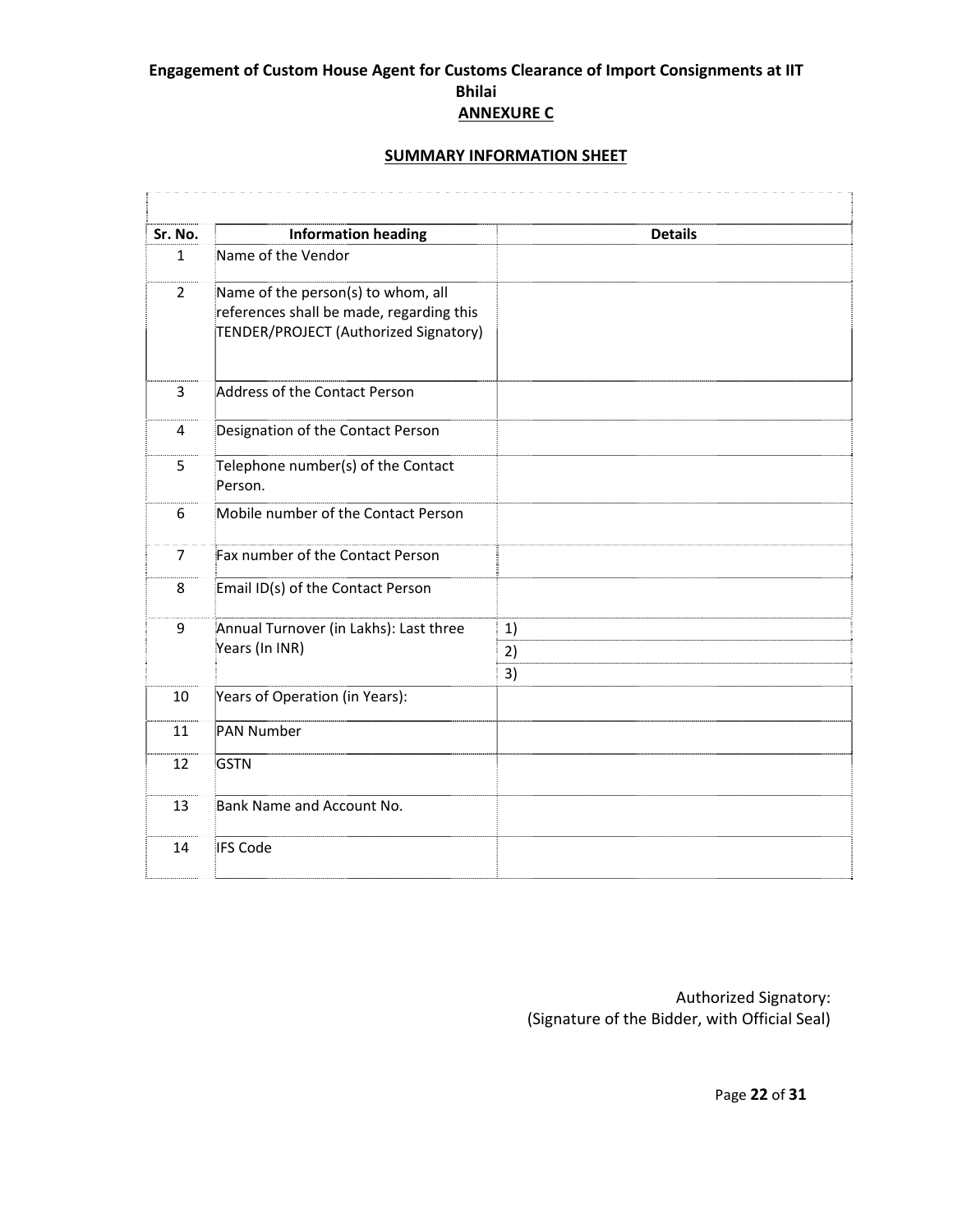**Engagement of Custom House Agent for Customs Clearance of Import Consignments at IIT Bhilai**

**ANNEXURE C**

**SUMMARY INFORMATION SHEET**

| Sr. No. | Information heading | Details |
|---|---|---|
| 1 | Name of the Vendor | |
| 2 | Name of the person(s) to whom, all references shall be made, regarding this TENDER/PROJECT (Authorized Signatory) | |
| 3 | Address of the Contact Person | |
| 4 | Designation of the Contact Person | |
| 5 | Telephone number(s) of the Contact Person. | |
| 6 | Mobile number of the Contact Person | |
| 7 | Fax number of the Contact Person | |
| 8 | Email ID(s) of the Contact Person | |
| 9 | Annual Turnover (in Lakhs): Last three Years (In INR) | 1) |
| | | 2) |
| | | 3) |
| 10 | Years of Operation (in Years): | |
| 11 | PAN Number | |
| 12 | GSTN | |
| 13 | Bank Name and Account No. | |
| 14 | IFS Code | |

Authorized Signatory:
(Signature of the Bidder, with Official Seal)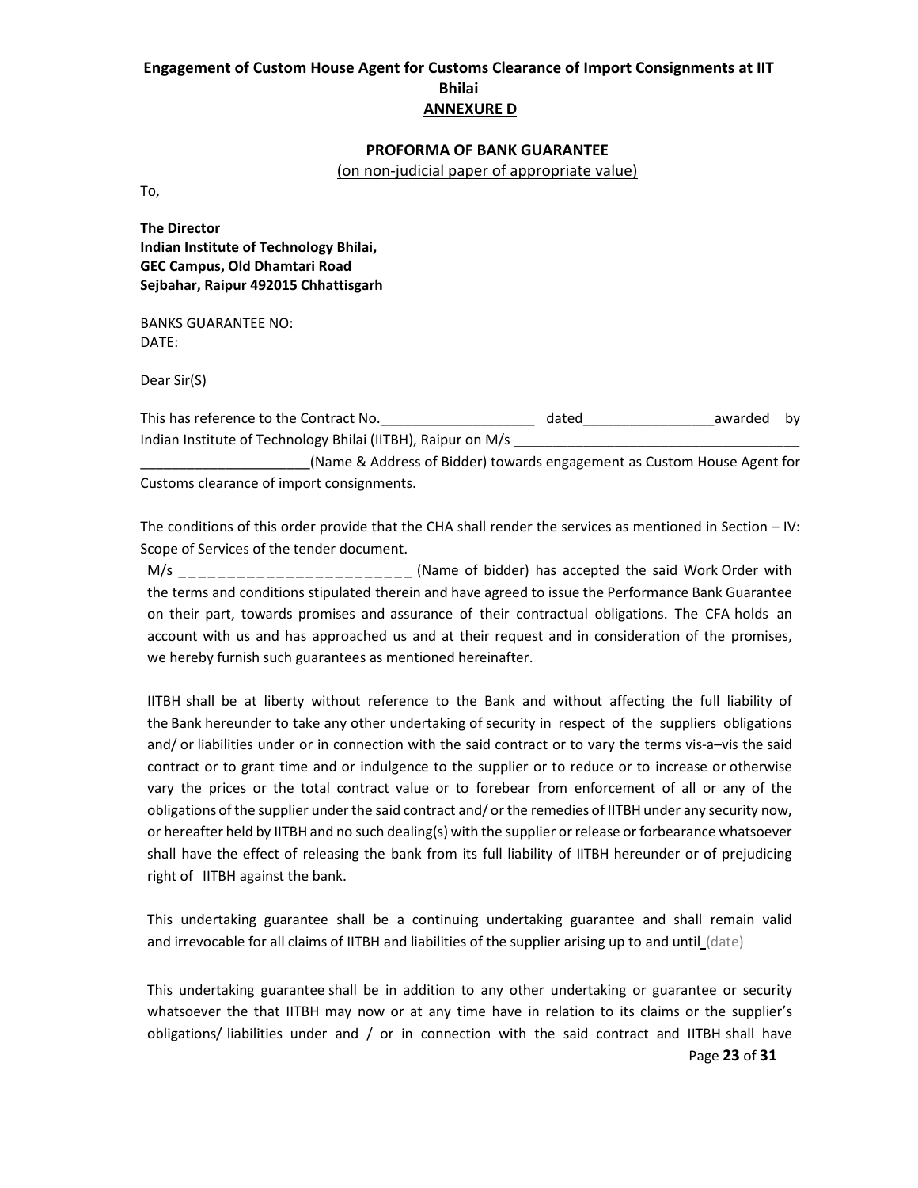**Engagement of Custom House Agent for Customs Clearance of Import Consignments at IIT Bhilai**

**ANNEXURE D**

**PROFORMA OF BANK GUARANTEE**

(on non-judicial paper of appropriate value)

To,

**The Director**
**Indian Institute of Technology Bhilai,**
**GEC Campus, Old Dhamtari Road**
**Sejbahar, Raipur 492015 Chhattisgarh**

BANKS GUARANTEE NO:
DATE:

Dear Sir(S)

This has reference to the Contract No.____________________ dated_________________awarded by Indian Institute of Technology Bhilai (IITBH), Raipur on M/s _____________________________________ ______________________(Name & Address of Bidder) towards engagement as Custom House Agent for Customs clearance of import consignments.

The conditions of this order provide that the CHA shall render the services as mentioned in Section – IV: Scope of Services of the tender document.

M/s _ _ _ _ _ _ _ _ _ _ _ _ _ _ _ _ _ _ _ _ _ _ _ _ (Name of bidder) has accepted the said Work Order with the terms and conditions stipulated therein and have agreed to issue the Performance Bank Guarantee on their part, towards promises and assurance of their contractual obligations. The CFA holds an account with us and has approached us and at their request and in consideration of the promises, we hereby furnish such guarantees as mentioned hereinafter.

IITBH shall be at liberty without reference to the Bank and without affecting the full liability of the Bank hereunder to take any other undertaking of security in respect of the suppliers obligations and/ or liabilities under or in connection with the said contract or to vary the terms vis-a–vis the said contract or to grant time and or indulgence to the supplier or to reduce or to increase or otherwise vary the prices or the total contract value or to forebear from enforcement of all or any of the obligations of the supplier under the said contract and/ or the remedies of IITBH under any security now, or hereafter held by IITBH and no such dealing(s) with the supplier or release or forbearance whatsoever shall have the effect of releasing the bank from its full liability of IITBH hereunder or of prejudicing right of IITBH against the bank.

This undertaking guarantee shall be a continuing undertaking guarantee and shall remain valid and irrevocable for all claims of IITBH and liabilities of the supplier arising up to and until (date)

This undertaking guarantee shall be in addition to any other undertaking or guarantee or security whatsoever the that IITBH may now or at any time have in relation to its claims or the supplier's obligations/ liabilities under and / or in connection with the said contract and IITBH shall have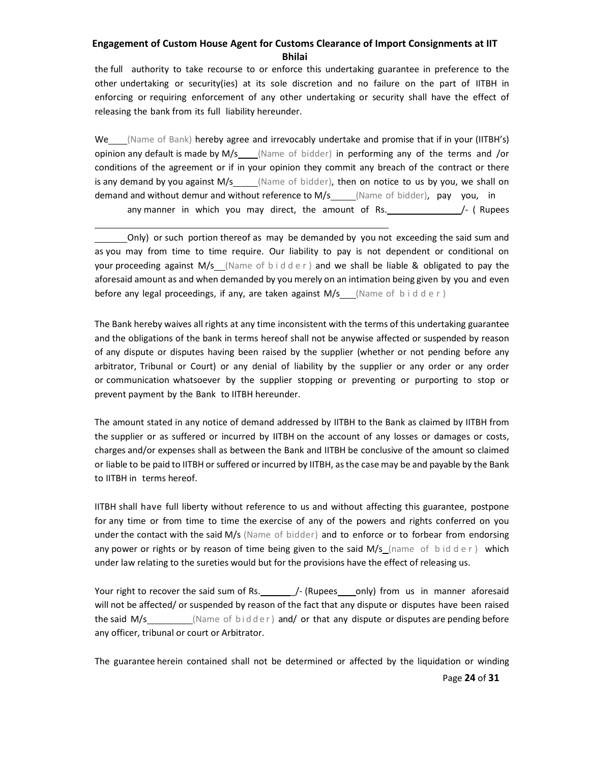the full authority to take recourse to or enforce this undertaking guarantee in preference to the other undertaking or security(ies) at its sole discretion and no failure on the part of IITBH in enforcing or requiring enforcement of any other undertaking or security shall have the effect of releasing the bank from its full liability hereunder.

We\_\_\_\_(Name of Bank) hereby agree and irrevocably undertake and promise that if in your (IITBH's) opinion any default is made by M/s\_\_\_\_(Name of bidder) in performing any of the terms and /or conditions of the agreement or if in your opinion they commit any breach of the contract or there is any demand by you against M/s\_\_\_\_\_(Name of bidder), then on notice to us by you, we shall on demand and without demur and without reference to M/s\_\_\_\_\_(Name of bidder), pay you, in any manner in which you may direct, the amount of Rs.\_\_\_\_\_\_\_\_\_\_\_\_\_\_\_/- ( Rupees \_\_\_\_\_\_\_\_\_\_\_\_\_\_\_\_\_\_\_\_\_\_\_\_\_\_\_\_\_\_\_\_\_\_\_\_\_\_\_\_\_\_\_\_\_\_\_\_\_\_\_\_\_\_\_\_\_\_\_\_\_\_\_\_Only) or such portion thereof as may be demanded by you not exceeding the said sum and as you may from time to time require. Our liability to pay is not dependent or conditional on your proceeding against M/s\_\_(Name of bidder) and we shall be liable & obligated to pay the aforesaid amount as and when demanded by you merely on an intimation being given by you and even before any legal proceedings, if any, are taken against M/s\_\_\_(Name of bidder)

The Bank hereby waives all rights at any time inconsistent with the terms of this undertaking guarantee and the obligations of the bank in terms hereof shall not be anywise affected or suspended by reason of any dispute or disputes having been raised by the supplier (whether or not pending before any arbitrator, Tribunal or Court) or any denial of liability by the supplier or any order or any order or communication whatsoever by the supplier stopping or preventing or purporting to stop or prevent payment by the Bank to IITBH hereunder.

The amount stated in any notice of demand addressed by IITBH to the Bank as claimed by IITBH from the supplier or as suffered or incurred by IITBH on the account of any losses or damages or costs, charges and/or expenses shall as between the Bank and IITBH be conclusive of the amount so claimed or liable to be paid to IITBH or suffered or incurred by IITBH, as the case may be and payable by the Bank to IITBH in terms hereof.

IITBH shall have full liberty without reference to us and without affecting this guarantee, postpone for any time or from time to time the exercise of any of the powers and rights conferred on you under the contact with the said M/s (Name of bidder) and to enforce or to forbear from endorsing any power or rights or by reason of time being given to the said M/s\_(name of bidder) which under law relating to the sureties would but for the provisions have the effect of releasing us.

Your right to recover the said sum of Rs.\_\_\_\_\_\_\_/- (Rupees\_\_\_\_only) from us in manner aforesaid will not be affected/ or suspended by reason of the fact that any dispute or disputes have been raised the said M/s\_\_\_\_\_\_\_\_\_\_(Name of bidder) and/ or that any dispute or disputes are pending before any officer, tribunal or court or Arbitrator.

The guarantee herein contained shall not be determined or affected by the liquidation or winding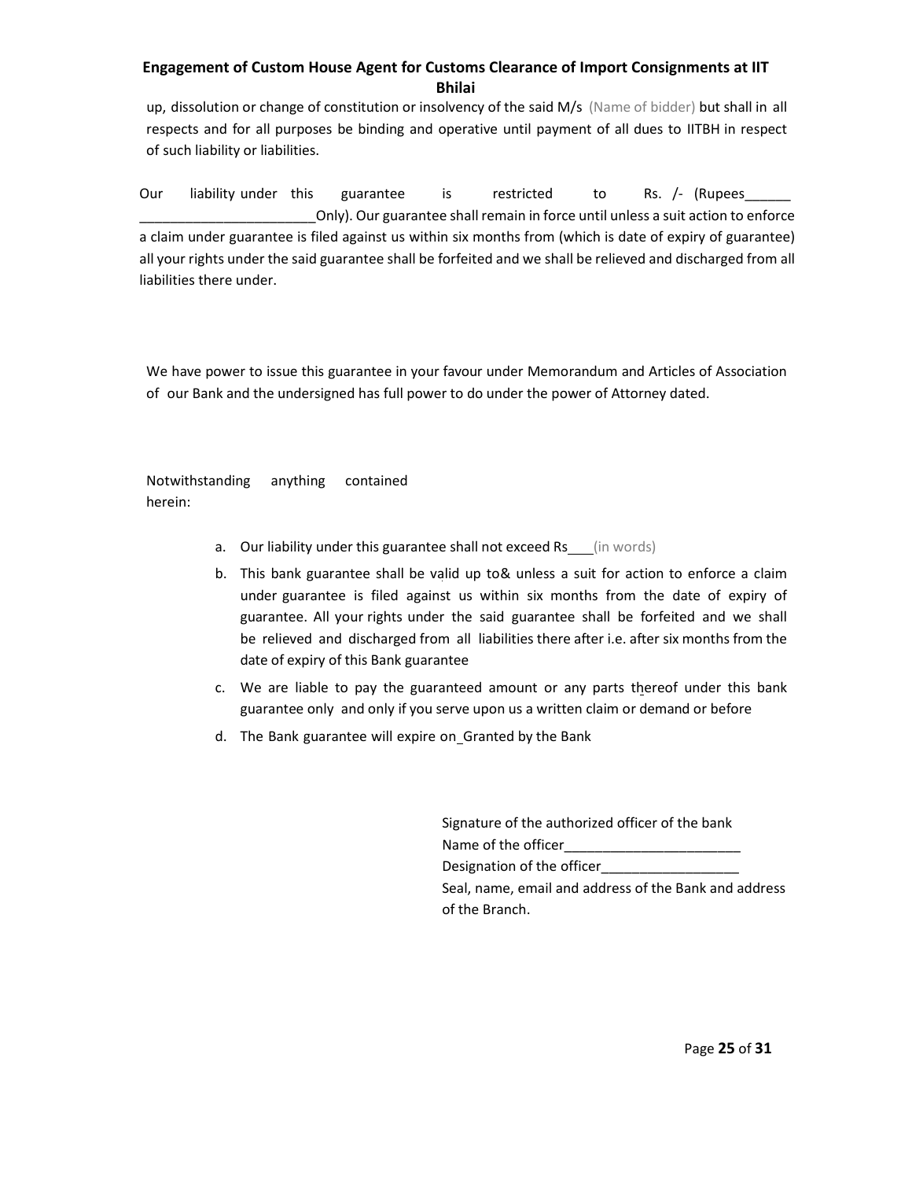up, dissolution or change of constitution or insolvency of the said M/s (Name of bidder) but shall in all respects and for all purposes be binding and operative until payment of all dues to IITBH in respect of such liability or liabilities.

Our liability under this guarantee is restricted to Rs. /- (Rupees______ ______________________Only). Our guarantee shall remain in force until unless a suit action to enforce a claim under guarantee is filed against us within six months from (which is date of expiry of guarantee) all your rights under the said guarantee shall be forfeited and we shall be relieved and discharged from all liabilities there under.

We have power to issue this guarantee in your favour under Memorandum and Articles of Association of our Bank and the undersigned has full power to do under the power of Attorney dated.

Notwithstanding anything contained herein:

a. Our liability under this guarantee shall not exceed Rs___(in words)
b. This bank guarantee shall be valid up to& unless a suit for action to enforce a claim under guarantee is filed against us within six months from the date of expiry of guarantee. All your rights under the said guarantee shall be forfeited and we shall be relieved and discharged from all liabilities there after i.e. after six months from the date of expiry of this Bank guarantee
c. We are liable to pay the guaranteed amount or any parts thereof under this bank guarantee only and only if you serve upon us a written claim or demand or before
d. The Bank guarantee will expire on_Granted by the Bank

Signature of the authorized officer of the bank
Name of the officer_______________________
Designation of the officer__________________
Seal, name, email and address of the Bank and address of the Branch.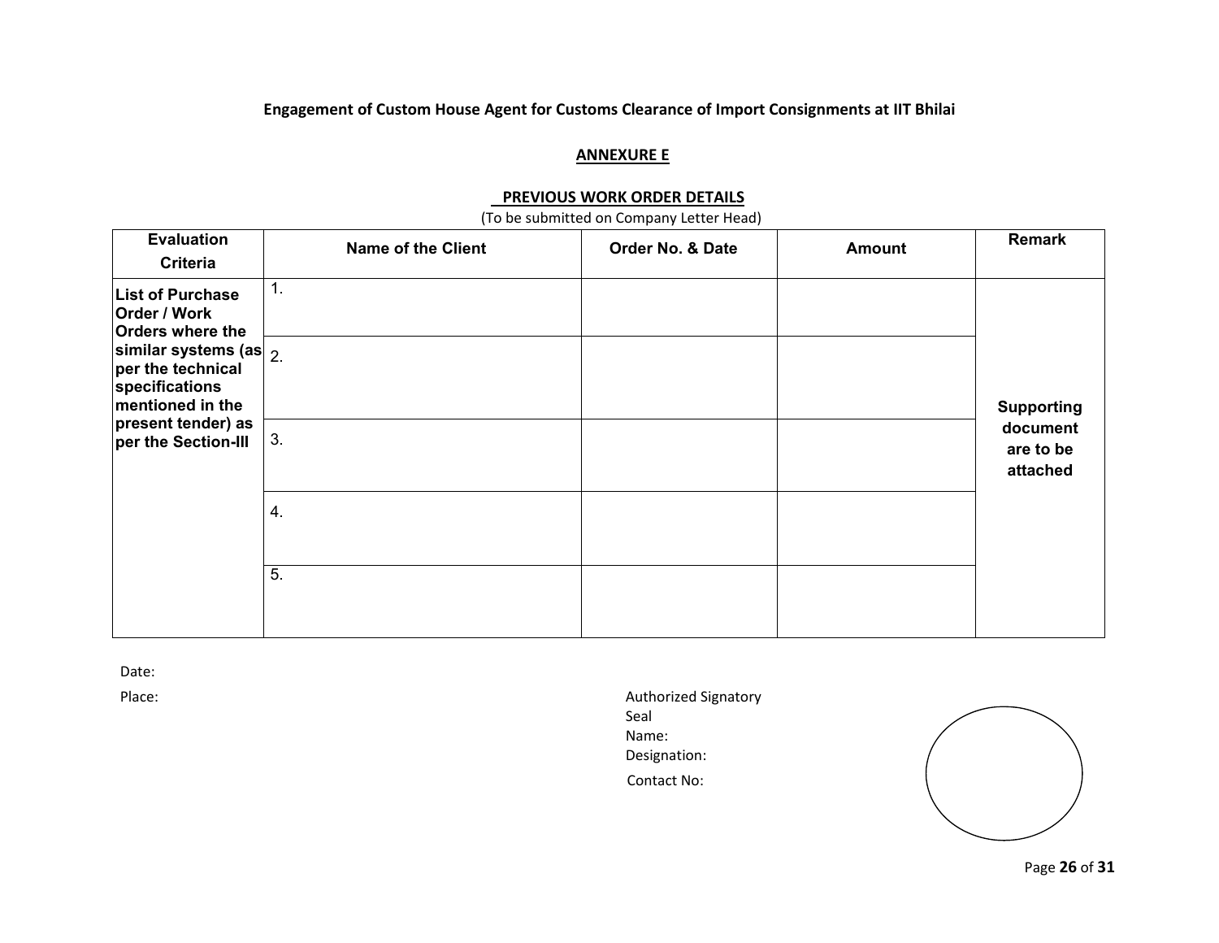**Engagement of Custom House Agent for Customs Clearance of Import Consignments at IIT Bhilai**

**ANNEXURE E**

**PREVIOUS WORK ORDER DETAILS**

(To be submitted on Company Letter Head)

| Evaluation Criteria | Name of the Client | Order No. & Date | Amount | Remark |
|---|---|---|---|---|
| **List of Purchase Order / Work Orders where the similar systems (as per the technical specifications mentioned in the present tender) as per the Section-III** | 1. | | | **Supporting document are to be attached** |
| | 2. | | | |
| | 3. | | | |
| | 4. | | | |
| | 5. | | | |

Date:

Place:

Authorized Signatory
Seal
Name:
Designation:
Contact No: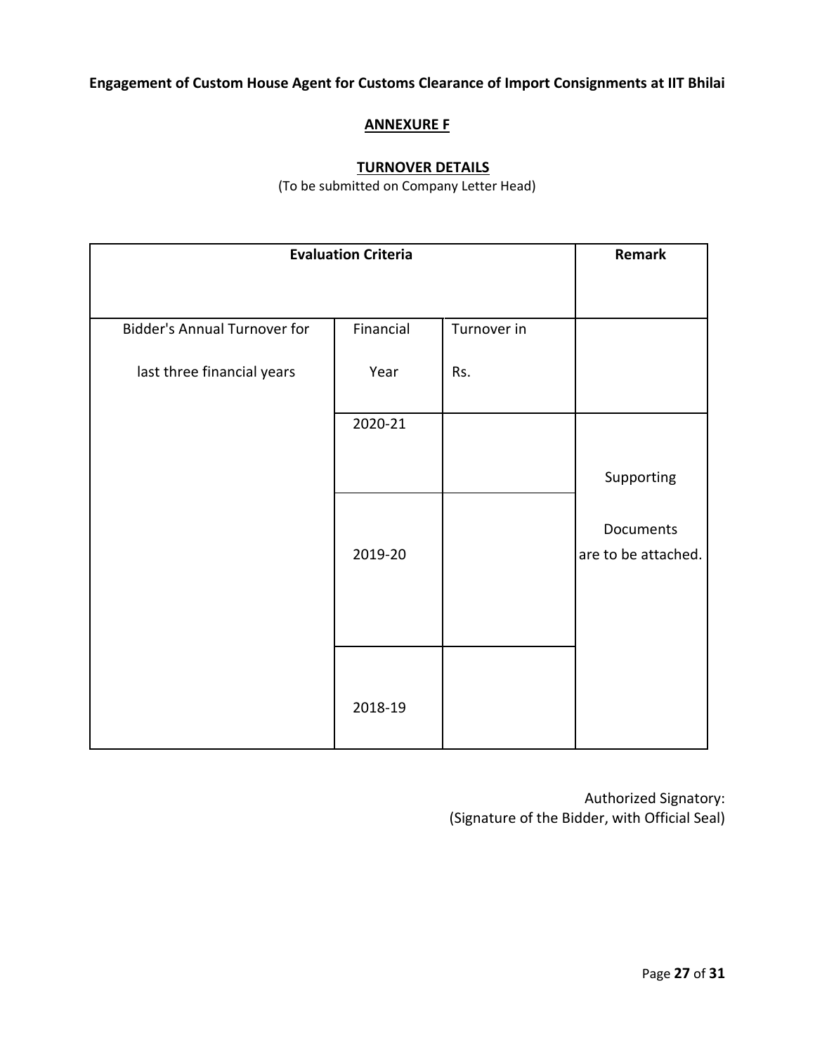**Engagement of Custom House Agent for Customs Clearance of Import Consignments at IIT Bhilai**

## ANNEXURE F

### TURNOVER DETAILS

(To be submitted on Company Letter Head)

| Evaluation Criteria | | | Remark |
|---|---|---|---|
| Bidder's Annual Turnover for last three financial years | Financial Year | Turnover in Rs. | |
| | 2020-21 | | Supporting Documents are to be attached. |
| | 2019-20 | | |
| | 2018-19 | | |

Authorized Signatory:
(Signature of the Bidder, with Official Seal)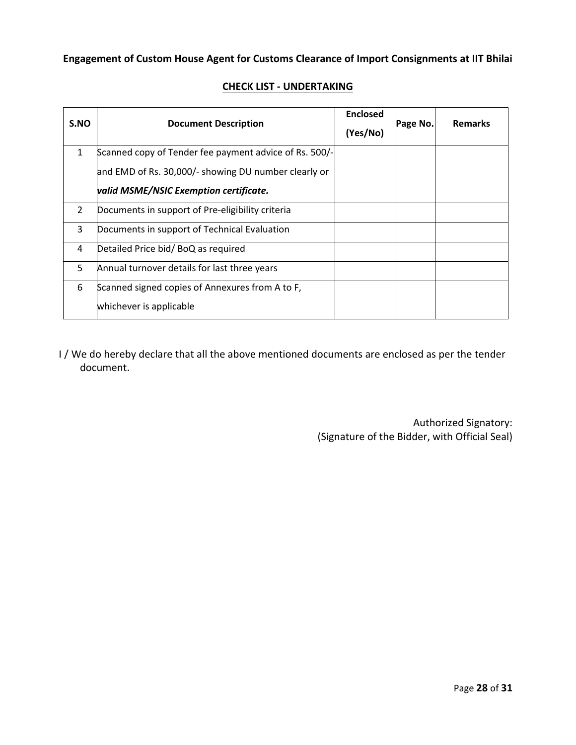**Engagement of Custom House Agent for Customs Clearance of Import Consignments at IIT Bhilai**

**CHECK LIST - UNDERTAKING**

| S.NO | Document Description | Enclosed (Yes/No) | Page No. | Remarks |
|---|---|---|---|---|
| 1 | Scanned copy of Tender fee payment advice of Rs. 500/- and EMD of Rs. 30,000/- showing DU number clearly or ***valid MSME/NSIC Exemption certificate.*** | | | |
| 2 | Documents in support of Pre-eligibility criteria | | | |
| 3 | Documents in support of Technical Evaluation | | | |
| 4 | Detailed Price bid/ BoQ as required | | | |
| 5 | Annual turnover details for last three years | | | |
| 6 | Scanned signed copies of Annexures from A to F, whichever is applicable | | | |

I / We do hereby declare that all the above mentioned documents are enclosed as per the tender document.

Authorized Signatory:
(Signature of the Bidder, with Official Seal)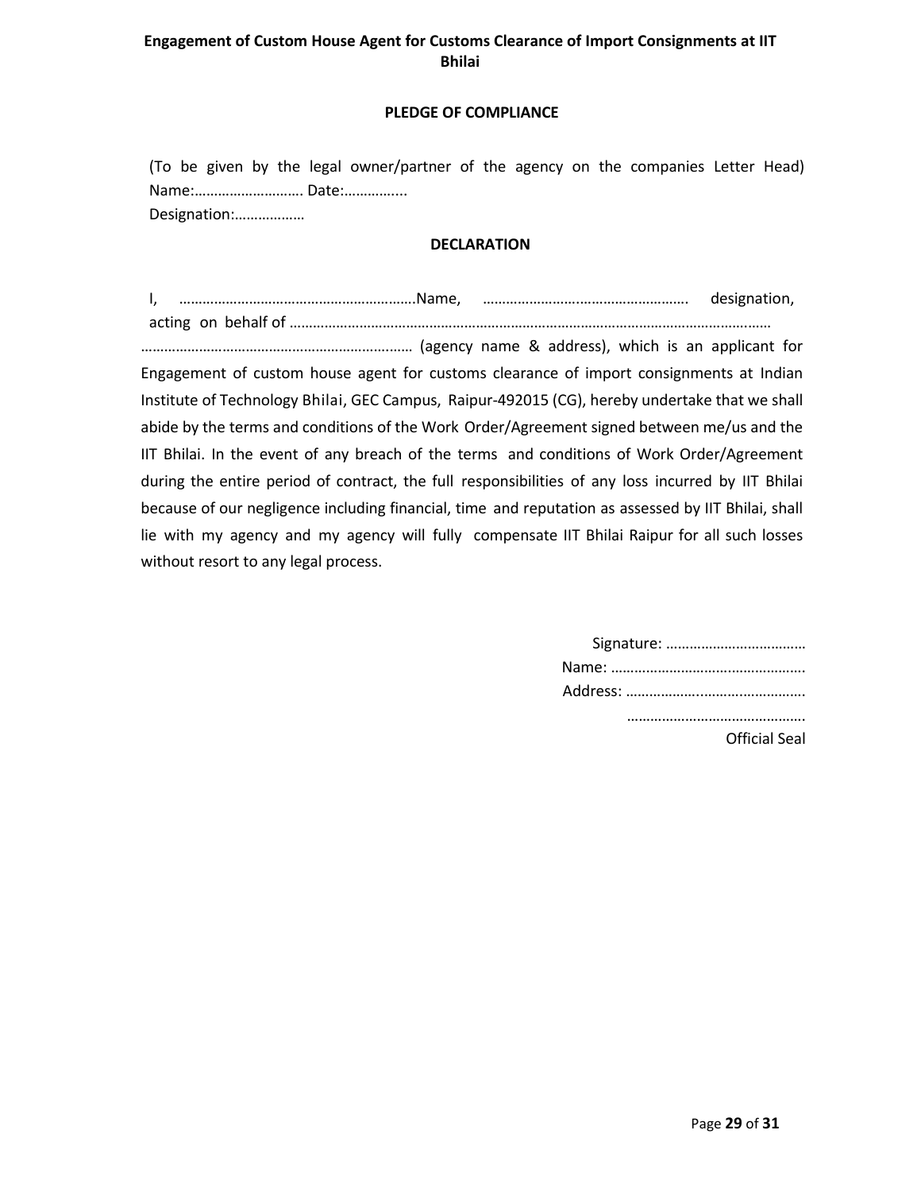**Engagement of Custom House Agent for Customs Clearance of Import Consignments at IIT Bhilai**

## PLEDGE OF COMPLIANCE

(To be given by the legal owner/partner of the agency on the companies Letter Head)
Name:………………………. Date:…………...
Designation:………………

## DECLARATION

I, ……………………………………………………Name, ……………………………………………. designation, acting on behalf of ……………………………………………………………………………………………………………
…………………………………………………………… (agency name & address), which is an applicant for Engagement of custom house agent for customs clearance of import consignments at Indian Institute of Technology Bhilai, GEC Campus, Raipur-492015 (CG), hereby undertake that we shall abide by the terms and conditions of the Work Order/Agreement signed between me/us and the IIT Bhilai. In the event of any breach of the terms and conditions of Work Order/Agreement during the entire period of contract, the full responsibilities of any loss incurred by IIT Bhilai because of our negligence including financial, time and reputation as assessed by IIT Bhilai, shall lie with my agency and my agency will fully compensate IIT Bhilai Raipur for all such losses without resort to any legal process.

Signature: ………………………………
Name: ………………………………………….
Address: ……………………………………….
……………………………………….
Official Seal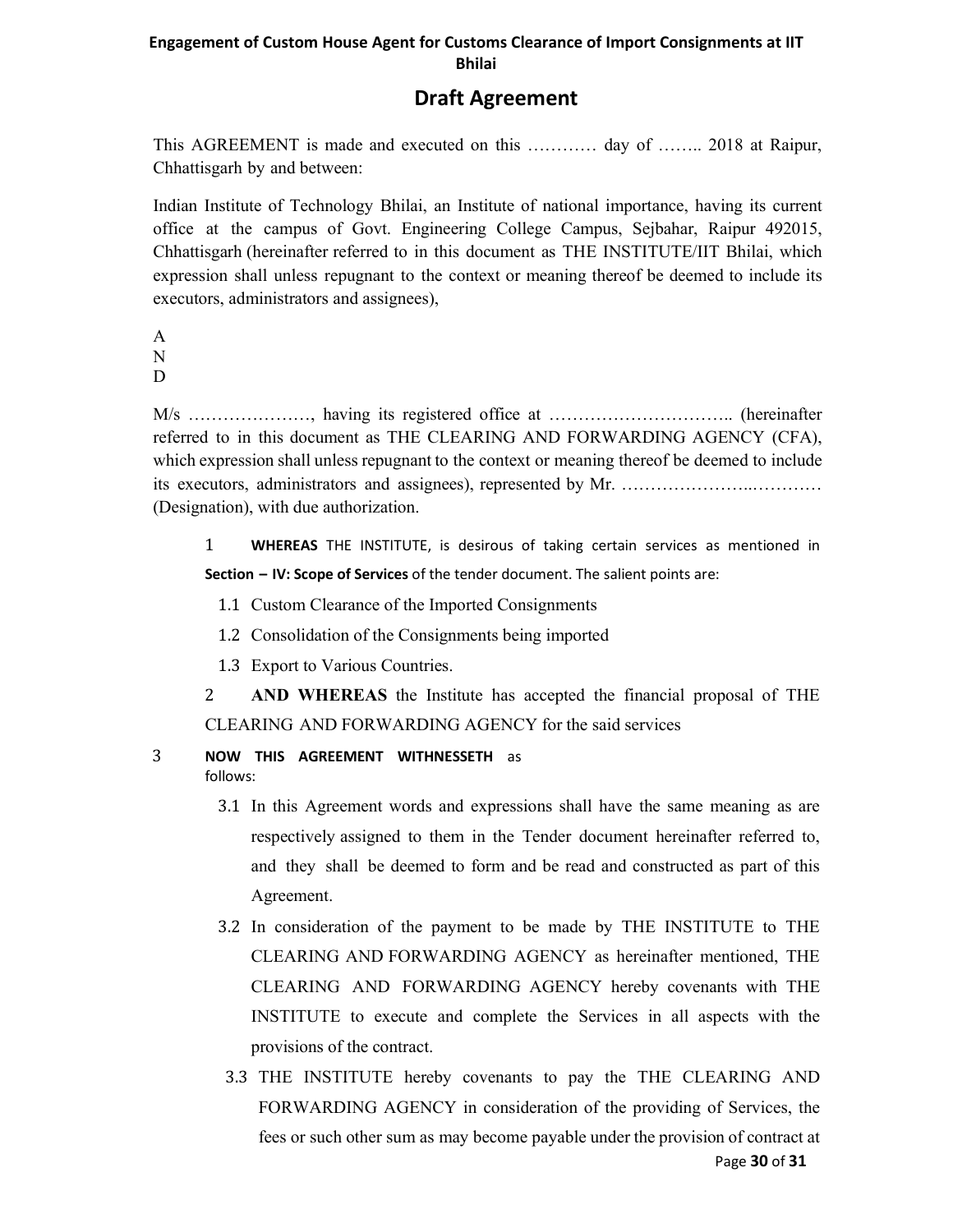**Engagement of Custom House Agent for Customs Clearance of Import Consignments at IIT Bhilai**

## Draft Agreement

This AGREEMENT is made and executed on this ………… day of …….. 2018 at Raipur, Chhattisgarh by and between:

Indian Institute of Technology Bhilai, an Institute of national importance, having its current office at the campus of Govt. Engineering College Campus, Sejbahar, Raipur 492015, Chhattisgarh (hereinafter referred to in this document as THE INSTITUTE/IIT Bhilai, which expression shall unless repugnant to the context or meaning thereof be deemed to include its executors, administrators and assignees),

A
N
D

M/s …………………, having its registered office at ………………………….. (hereinafter referred to in this document as THE CLEARING AND FORWARDING AGENCY (CFA), which expression shall unless repugnant to the context or meaning thereof be deemed to include its executors, administrators and assignees), represented by Mr. …………………..………… (Designation), with due authorization.

1 **WHEREAS** THE INSTITUTE, is desirous of taking certain services as mentioned in **Section – IV: Scope of Services** of the tender document. The salient points are:

1.1 Custom Clearance of the Imported Consignments

1.2 Consolidation of the Consignments being imported

1.3 Export to Various Countries.

2 **AND WHEREAS** the Institute has accepted the financial proposal of THE CLEARING AND FORWARDING AGENCY for the said services

3 **NOW THIS AGREEMENT WITHNESSETH** as follows:

3.1 In this Agreement words and expressions shall have the same meaning as are respectively assigned to them in the Tender document hereinafter referred to, and they shall be deemed to form and be read and constructed as part of this Agreement.

3.2 In consideration of the payment to be made by THE INSTITUTE to THE CLEARING AND FORWARDING AGENCY as hereinafter mentioned, THE CLEARING AND FORWARDING AGENCY hereby covenants with THE INSTITUTE to execute and complete the Services in all aspects with the provisions of the contract.

3.3 THE INSTITUTE hereby covenants to pay the THE CLEARING AND FORWARDING AGENCY in consideration of the providing of Services, the fees or such other sum as may become payable under the provision of contract at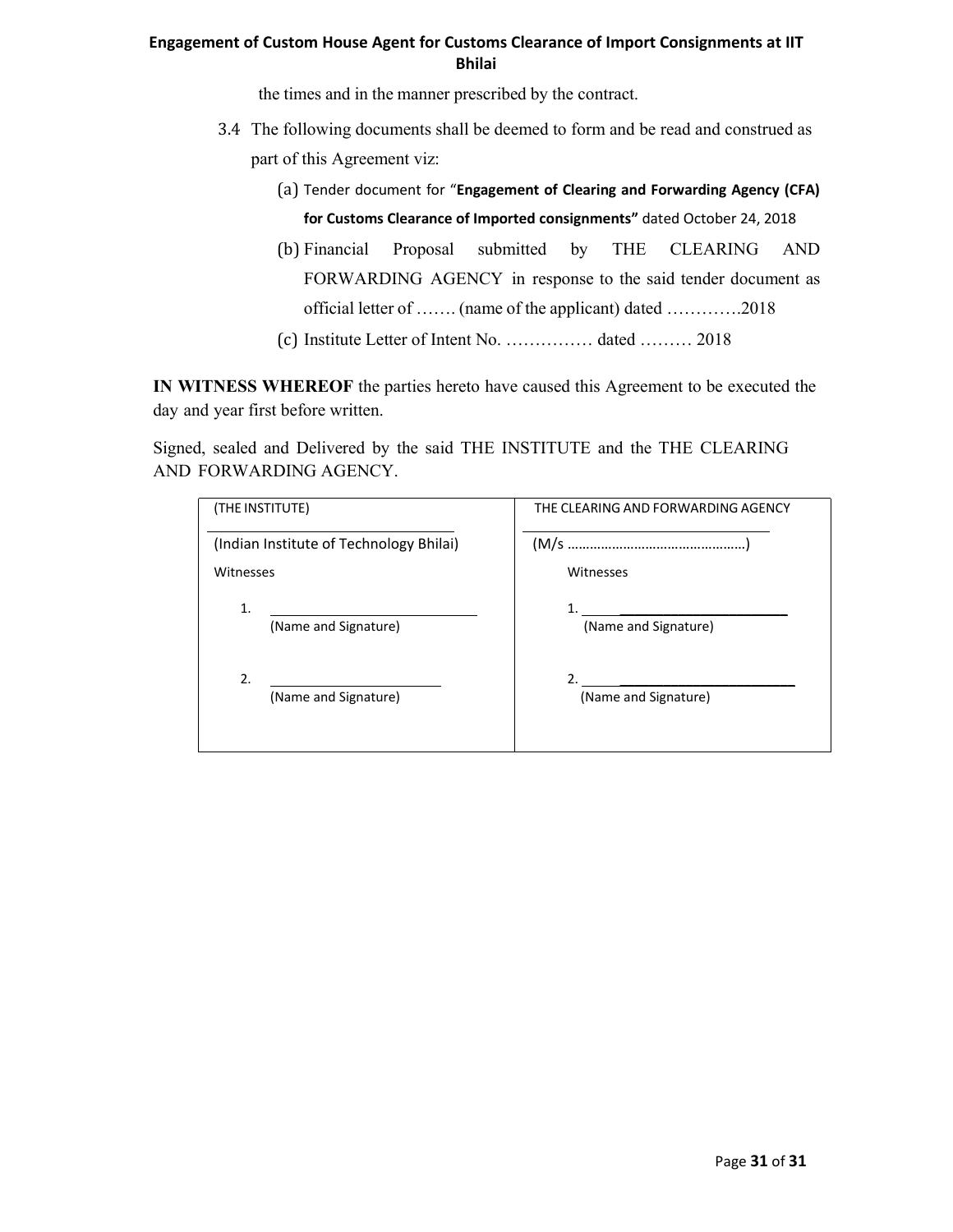the times and in the manner prescribed by the contract.

3.4 The following documents shall be deemed to form and be read and construed as part of this Agreement viz:

(a) Tender document for "**Engagement of Clearing and Forwarding Agency (CFA) for Customs Clearance of Imported consignments"** dated October 24, 2018

(b) Financial Proposal submitted by THE CLEARING AND FORWARDING AGENCY in response to the said tender document as official letter of ……. (name of the applicant) dated ………….2018

(c) Institute Letter of Intent No. …………… dated ……… 2018

**IN WITNESS WHEREOF** the parties hereto have caused this Agreement to be executed the day and year first before written.

Signed, sealed and Delivered by the said THE INSTITUTE and the THE CLEARING AND FORWARDING AGENCY.

| (THE INSTITUTE) | THE CLEARING AND FORWARDING AGENCY |
|---|---|
| ______________________ | ______________________ |
| (Indian Institute of Technology Bhilai) | (M/s ………………………………………) |
| Witnesses | Witnesses |
| 1. ______________________<br>(Name and Signature) | 1. ______________________<br>(Name and Signature) |
| 2. ______________________<br>(Name and Signature) | 2. ______________________<br>(Name and Signature) |